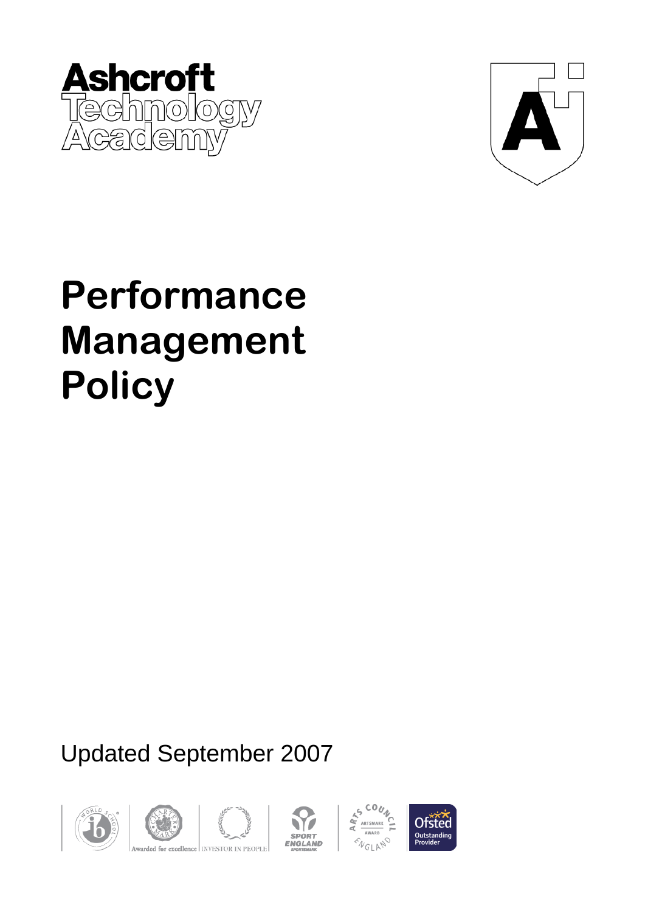Ashcroft Technology Academy

# Performance Management Policy

Updated September 2007

Awarded for excellence | INVESTOR IN PEOPLE | SPORT ENGLAND SPORTSMARK | ARTS COUNCIL ENGLAND ARTSMARK AWARD | Ofsted Outstanding Provider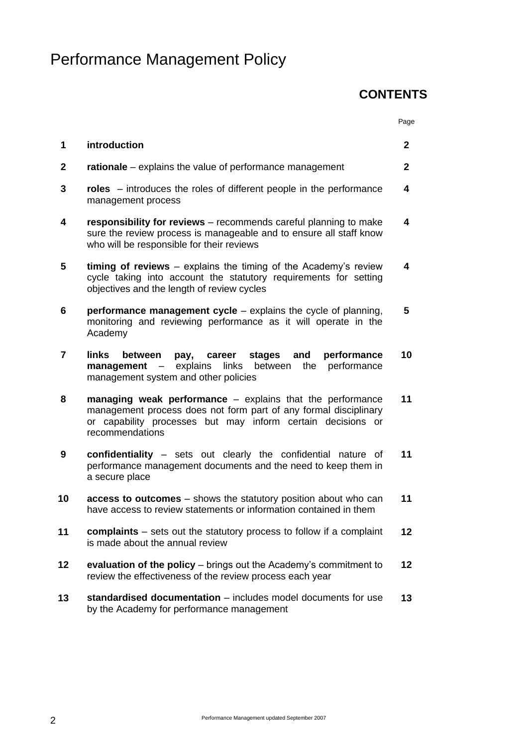# Performance Management Policy

## CONTENTS

| | | Page |
|---|---|---|
| 1 | **introduction** | 2 |
| 2 | **rationale** – explains the value of performance management | 2 |
| 3 | **roles** – introduces the roles of different people in the performance management process | 4 |
| 4 | **responsibility for reviews** – recommends careful planning to make sure the review process is manageable and to ensure all staff know who will be responsible for their reviews | 4 |
| 5 | **timing of reviews** – explains the timing of the Academy's review cycle taking into account the statutory requirements for setting objectives and the length of review cycles | 4 |
| 6 | **performance management cycle** – explains the cycle of planning, monitoring and reviewing performance as it will operate in the Academy | 5 |
| 7 | **links between pay, career stages and performance management** – explains links between the performance management system and other policies | 10 |
| 8 | **managing weak performance** – explains that the performance management process does not form part of any formal disciplinary or capability processes but may inform certain decisions or recommendations | 11 |
| 9 | **confidentiality** – sets out clearly the confidential nature of performance management documents and the need to keep them in a secure place | 11 |
| 10 | **access to outcomes** – shows the statutory position about who can have access to review statements or information contained in them | 11 |
| 11 | **complaints** – sets out the statutory process to follow if a complaint is made about the annual review | 12 |
| 12 | **evaluation of the policy** – brings out the Academy's commitment to review the effectiveness of the review process each year | 12 |
| 13 | **standardised documentation** – includes model documents for use by the Academy for performance management | 13 |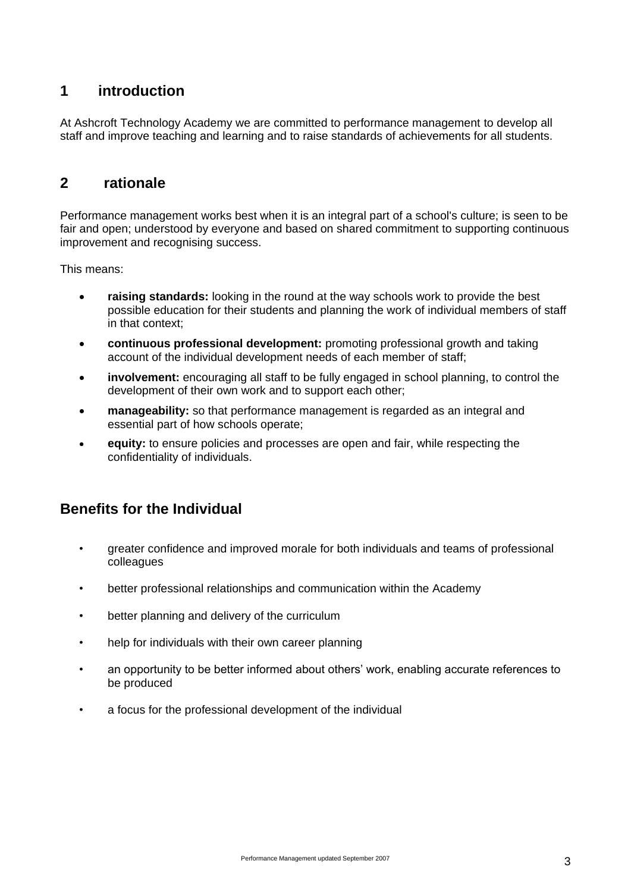## 1 introduction

At Ashcroft Technology Academy we are committed to performance management to develop all staff and improve teaching and learning and to raise standards of achievements for all students.

## 2 rationale

Performance management works best when it is an integral part of a school's culture; is seen to be fair and open; understood by everyone and based on shared commitment to supporting continuous improvement and recognising success.

This means:

- **raising standards:** looking in the round at the way schools work to provide the best possible education for their students and planning the work of individual members of staff in that context;
- **continuous professional development:** promoting professional growth and taking account of the individual development needs of each member of staff;
- **involvement:** encouraging all staff to be fully engaged in school planning, to control the development of their own work and to support each other;
- **manageability:** so that performance management is regarded as an integral and essential part of how schools operate;
- **equity:** to ensure policies and processes are open and fair, while respecting the confidentiality of individuals.

## Benefits for the Individual

- greater confidence and improved morale for both individuals and teams of professional colleagues
- better professional relationships and communication within the Academy
- better planning and delivery of the curriculum
- help for individuals with their own career planning
- an opportunity to be better informed about others' work, enabling accurate references to be produced
- a focus for the professional development of the individual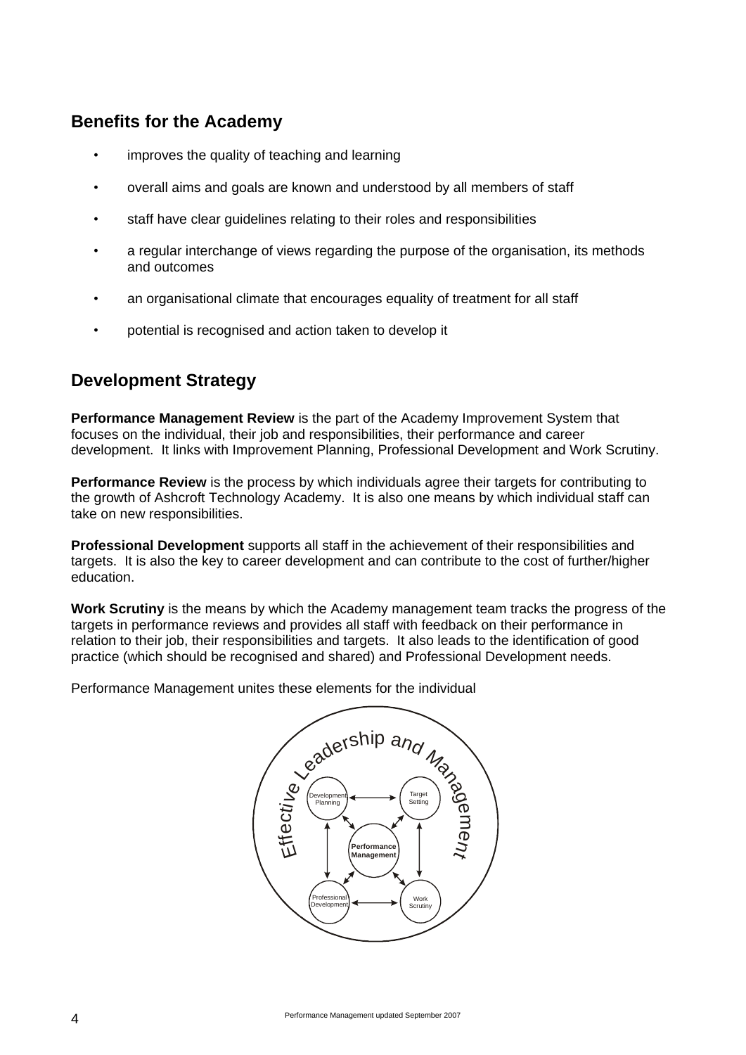## Benefits for the Academy

- improves the quality of teaching and learning
- overall aims and goals are known and understood by all members of staff
- staff have clear guidelines relating to their roles and responsibilities
- a regular interchange of views regarding the purpose of the organisation, its methods and outcomes
- an organisational climate that encourages equality of treatment for all staff
- potential is recognised and action taken to develop it

## Development Strategy

**Performance Management Review** is the part of the Academy Improvement System that focuses on the individual, their job and responsibilities, their performance and career development. It links with Improvement Planning, Professional Development and Work Scrutiny.

**Performance Review** is the process by which individuals agree their targets for contributing to the growth of Ashcroft Technology Academy. It is also one means by which individual staff can take on new responsibilities.

**Professional Development** supports all staff in the achievement of their responsibilities and targets. It is also the key to career development and can contribute to the cost of further/higher education.

**Work Scrutiny** is the means by which the Academy management team tracks the progress of the targets in performance reviews and provides all staff with feedback on their performance in relation to their job, their responsibilities and targets. It also leads to the identification of good practice (which should be recognised and shared) and Professional Development needs.

Performance Management unites these elements for the individual

Effective Leadership and Management

Development Planning · Target Setting · **Performance Management** · Professional Development · Work Scrutiny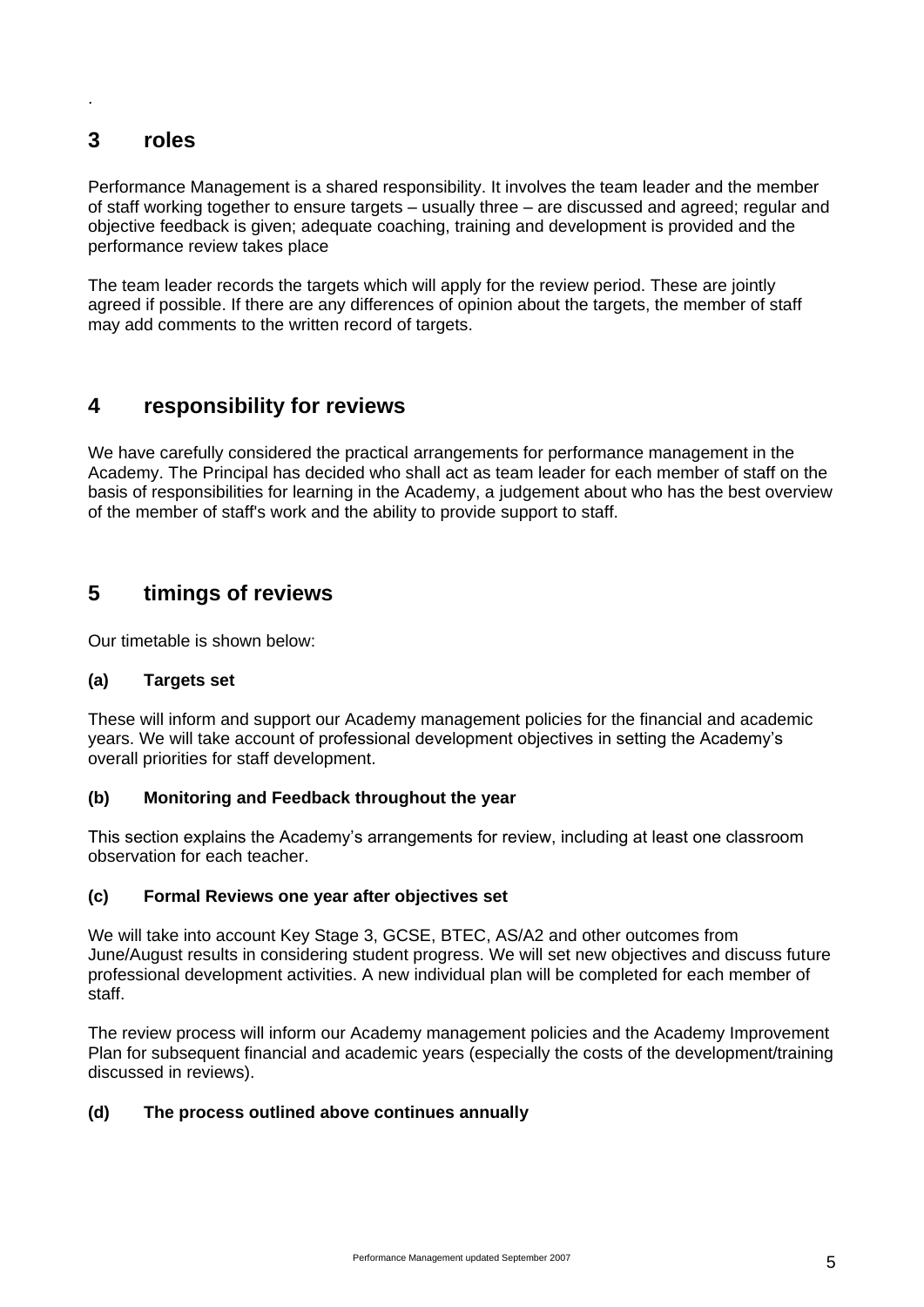.

## 3 roles

Performance Management is a shared responsibility. It involves the team leader and the member of staff working together to ensure targets – usually three – are discussed and agreed; regular and objective feedback is given; adequate coaching, training and development is provided and the performance review takes place

The team leader records the targets which will apply for the review period. These are jointly agreed if possible. If there are any differences of opinion about the targets, the member of staff may add comments to the written record of targets.

## 4 responsibility for reviews

We have carefully considered the practical arrangements for performance management in the Academy. The Principal has decided who shall act as team leader for each member of staff on the basis of responsibilities for learning in the Academy, a judgement about who has the best overview of the member of staff's work and the ability to provide support to staff.

## 5 timings of reviews

Our timetable is shown below:

### (a) Targets set

These will inform and support our Academy management policies for the financial and academic years. We will take account of professional development objectives in setting the Academy's overall priorities for staff development.

### (b) Monitoring and Feedback throughout the year

This section explains the Academy's arrangements for review, including at least one classroom observation for each teacher.

### (c) Formal Reviews one year after objectives set

We will take into account Key Stage 3, GCSE, BTEC, AS/A2 and other outcomes from June/August results in considering student progress. We will set new objectives and discuss future professional development activities. A new individual plan will be completed for each member of staff.

The review process will inform our Academy management policies and the Academy Improvement Plan for subsequent financial and academic years (especially the costs of the development/training discussed in reviews).

### (d) The process outlined above continues annually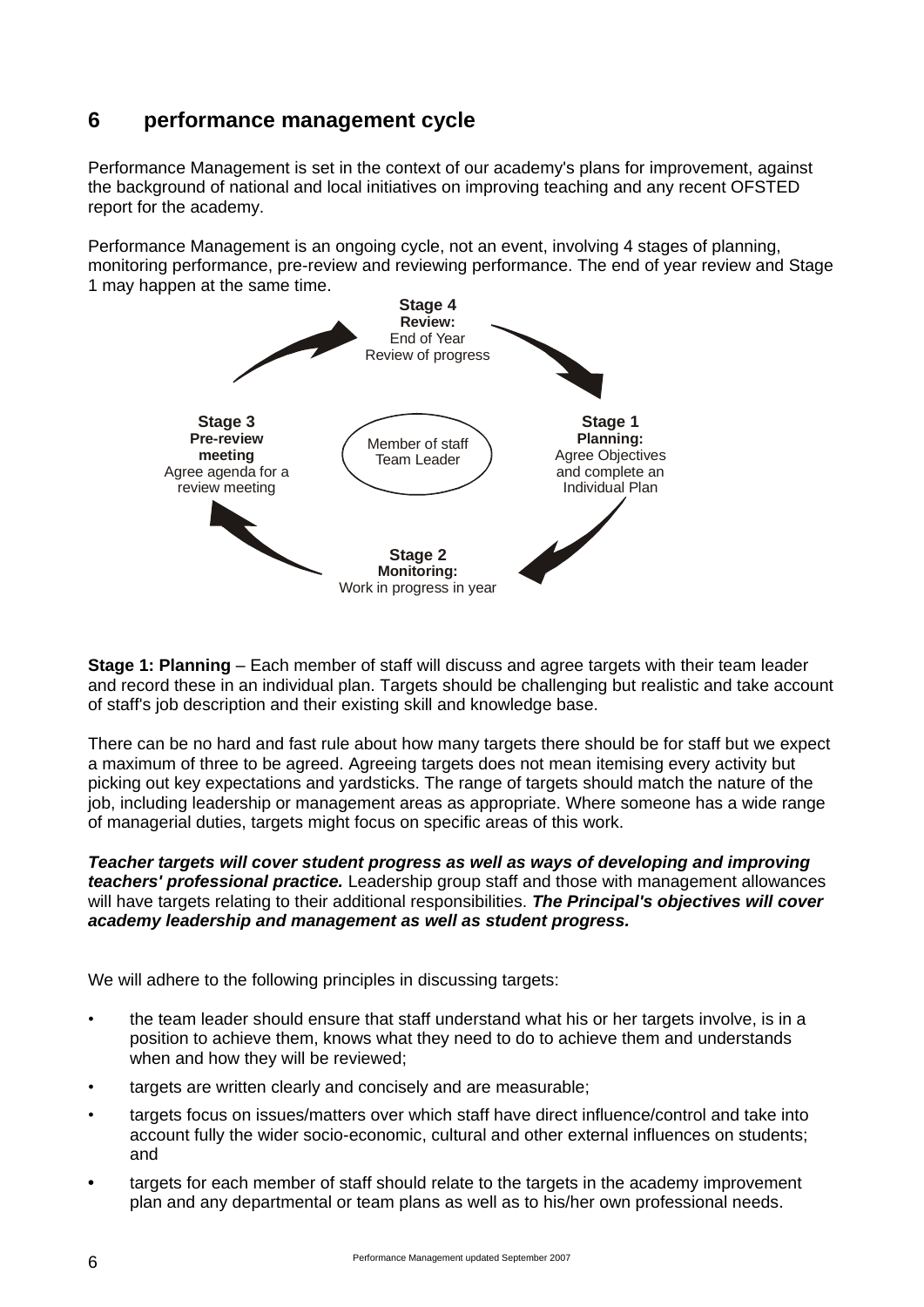## 6 performance management cycle

Performance Management is set in the context of our academy's plans for improvement, against the background of national and local initiatives on improving teaching and any recent OFSTED report for the academy.

Performance Management is an ongoing cycle, not an event, involving 4 stages of planning, monitoring performance, pre-review and reviewing performance. The end of year review and Stage 1 may happen at the same time.

**Stage 4**
**Review:**
End of Year
Review of progress

**Stage 1**
**Planning:**
Agree Objectives and complete an Individual Plan

**Stage 2**
**Monitoring:**
Work in progress in year

**Stage 3**
**Pre-review meeting**
Agree agenda for a review meeting

Member of staff
Team Leader

**Stage 1: Planning** – Each member of staff will discuss and agree targets with their team leader and record these in an individual plan. Targets should be challenging but realistic and take account of staff's job description and their existing skill and knowledge base.

There can be no hard and fast rule about how many targets there should be for staff but we expect a maximum of three to be agreed. Agreeing targets does not mean itemising every activity but picking out key expectations and yardsticks. The range of targets should match the nature of the job, including leadership or management areas as appropriate. Where someone has a wide range of managerial duties, targets might focus on specific areas of this work.

***Teacher targets will cover student progress as well as ways of developing and improving teachers' professional practice.*** Leadership group staff and those with management allowances will have targets relating to their additional responsibilities. ***The Principal's objectives will cover academy leadership and management as well as student progress.***

We will adhere to the following principles in discussing targets:

- the team leader should ensure that staff understand what his or her targets involve, is in a position to achieve them, knows what they need to do to achieve them and understands when and how they will be reviewed;
- targets are written clearly and concisely and are measurable;
- targets focus on issues/matters over which staff have direct influence/control and take into account fully the wider socio-economic, cultural and other external influences on students; and
- targets for each member of staff should relate to the targets in the academy improvement plan and any departmental or team plans as well as to his/her own professional needs.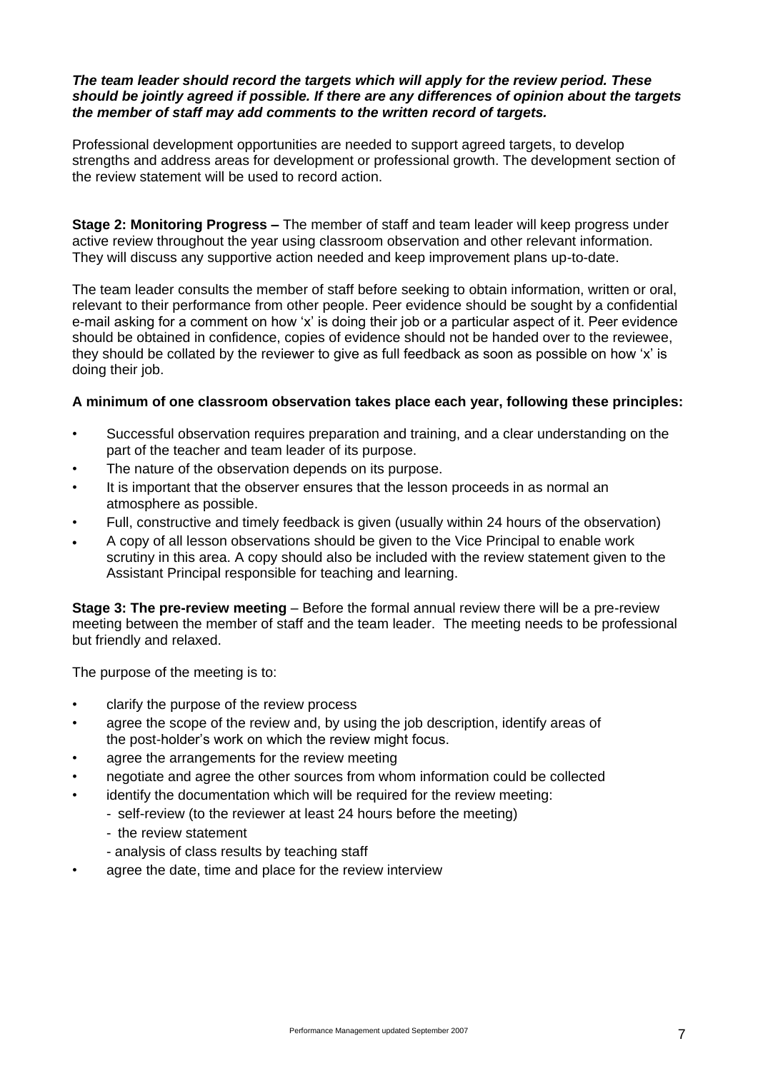***The team leader should record the targets which will apply for the review period. These should be jointly agreed if possible. If there are any differences of opinion about the targets the member of staff may add comments to the written record of targets.***

Professional development opportunities are needed to support agreed targets, to develop strengths and address areas for development or professional growth. The development section of the review statement will be used to record action.

**Stage 2: Monitoring Progress –** The member of staff and team leader will keep progress under active review throughout the year using classroom observation and other relevant information. They will discuss any supportive action needed and keep improvement plans up-to-date.

The team leader consults the member of staff before seeking to obtain information, written or oral, relevant to their performance from other people. Peer evidence should be sought by a confidential e-mail asking for a comment on how 'x' is doing their job or a particular aspect of it. Peer evidence should be obtained in confidence, copies of evidence should not be handed over to the reviewee, they should be collated by the reviewer to give as full feedback as soon as possible on how 'x' is doing their job.

**A minimum of one classroom observation takes place each year, following these principles:**

- Successful observation requires preparation and training, and a clear understanding on the part of the teacher and team leader of its purpose.
- The nature of the observation depends on its purpose.
- It is important that the observer ensures that the lesson proceeds in as normal an atmosphere as possible.
- Full, constructive and timely feedback is given (usually within 24 hours of the observation)
- A copy of all lesson observations should be given to the Vice Principal to enable work scrutiny in this area. A copy should also be included with the review statement given to the Assistant Principal responsible for teaching and learning.

**Stage 3: The pre-review meeting** – Before the formal annual review there will be a pre-review meeting between the member of staff and the team leader. The meeting needs to be professional but friendly and relaxed.

The purpose of the meeting is to:

- clarify the purpose of the review process
- agree the scope of the review and, by using the job description, identify areas of the post-holder's work on which the review might focus.
- agree the arrangements for the review meeting
- negotiate and agree the other sources from whom information could be collected
- identify the documentation which will be required for the review meeting:
  - self-review (to the reviewer at least 24 hours before the meeting)
  - the review statement
  - analysis of class results by teaching staff
- agree the date, time and place for the review interview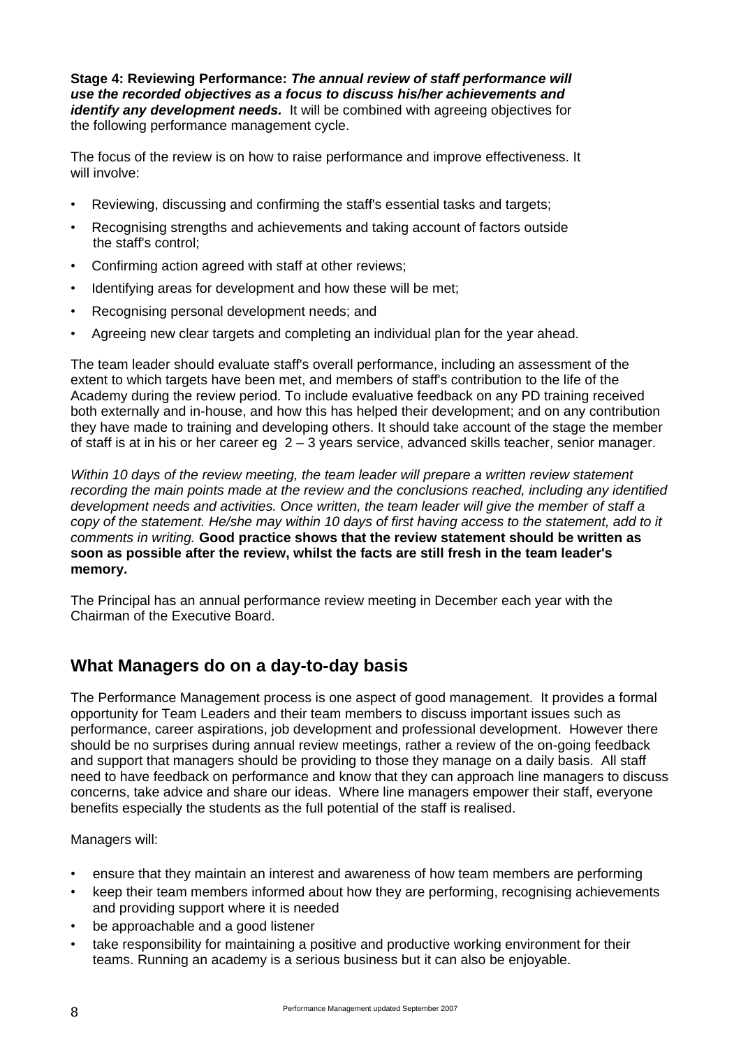**Stage 4: Reviewing Performance:** ***The annual review of staff performance will use the recorded objectives as a focus to discuss his/her achievements and identify any development needs.*** It will be combined with agreeing objectives for the following performance management cycle.

The focus of the review is on how to raise performance and improve effectiveness. It will involve:

- Reviewing, discussing and confirming the staff's essential tasks and targets;
- Recognising strengths and achievements and taking account of factors outside the staff's control;
- Confirming action agreed with staff at other reviews;
- Identifying areas for development and how these will be met;
- Recognising personal development needs; and
- Agreeing new clear targets and completing an individual plan for the year ahead.

The team leader should evaluate staff's overall performance, including an assessment of the extent to which targets have been met, and members of staff's contribution to the life of the Academy during the review period. To include evaluative feedback on any PD training received both externally and in-house, and how this has helped their development; and on any contribution they have made to training and developing others. It should take account of the stage the member of staff is at in his or her career eg 2 – 3 years service, advanced skills teacher, senior manager.

*Within 10 days of the review meeting, the team leader will prepare a written review statement recording the main points made at the review and the conclusions reached, including any identified development needs and activities. Once written, the team leader will give the member of staff a copy of the statement. He/she may within 10 days of first having access to the statement, add to it comments in writing.* **Good practice shows that the review statement should be written as soon as possible after the review, whilst the facts are still fresh in the team leader's memory.**

The Principal has an annual performance review meeting in December each year with the Chairman of the Executive Board.

## What Managers do on a day-to-day basis

The Performance Management process is one aspect of good management. It provides a formal opportunity for Team Leaders and their team members to discuss important issues such as performance, career aspirations, job development and professional development. However there should be no surprises during annual review meetings, rather a review of the on-going feedback and support that managers should be providing to those they manage on a daily basis. All staff need to have feedback on performance and know that they can approach line managers to discuss concerns, take advice and share our ideas. Where line managers empower their staff, everyone benefits especially the students as the full potential of the staff is realised.

Managers will:

- ensure that they maintain an interest and awareness of how team members are performing
- keep their team members informed about how they are performing, recognising achievements and providing support where it is needed
- be approachable and a good listener
- take responsibility for maintaining a positive and productive working environment for their teams. Running an academy is a serious business but it can also be enjoyable.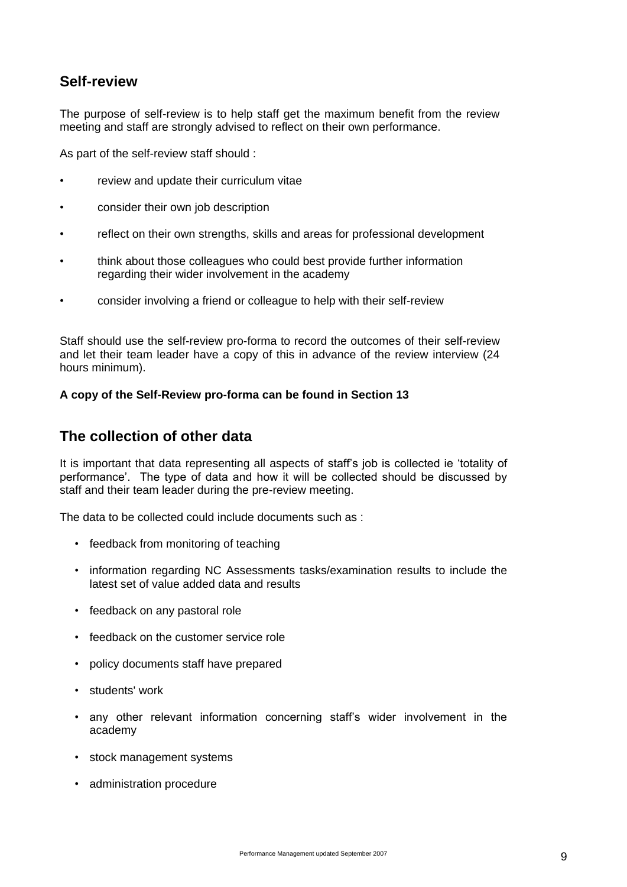## Self-review

The purpose of self-review is to help staff get the maximum benefit from the review meeting and staff are strongly advised to reflect on their own performance.

As part of the self-review staff should :

- review and update their curriculum vitae
- consider their own job description
- reflect on their own strengths, skills and areas for professional development
- think about those colleagues who could best provide further information regarding their wider involvement in the academy
- consider involving a friend or colleague to help with their self-review

Staff should use the self-review pro-forma to record the outcomes of their self-review and let their team leader have a copy of this in advance of the review interview (24 hours minimum).

**A copy of the Self-Review pro-forma can be found in Section 13**

## The collection of other data

It is important that data representing all aspects of staff's job is collected ie 'totality of performance'. The type of data and how it will be collected should be discussed by staff and their team leader during the pre-review meeting.

The data to be collected could include documents such as :

- feedback from monitoring of teaching
- information regarding NC Assessments tasks/examination results to include the latest set of value added data and results
- feedback on any pastoral role
- feedback on the customer service role
- policy documents staff have prepared
- students' work
- any other relevant information concerning staff's wider involvement in the academy
- stock management systems
- administration procedure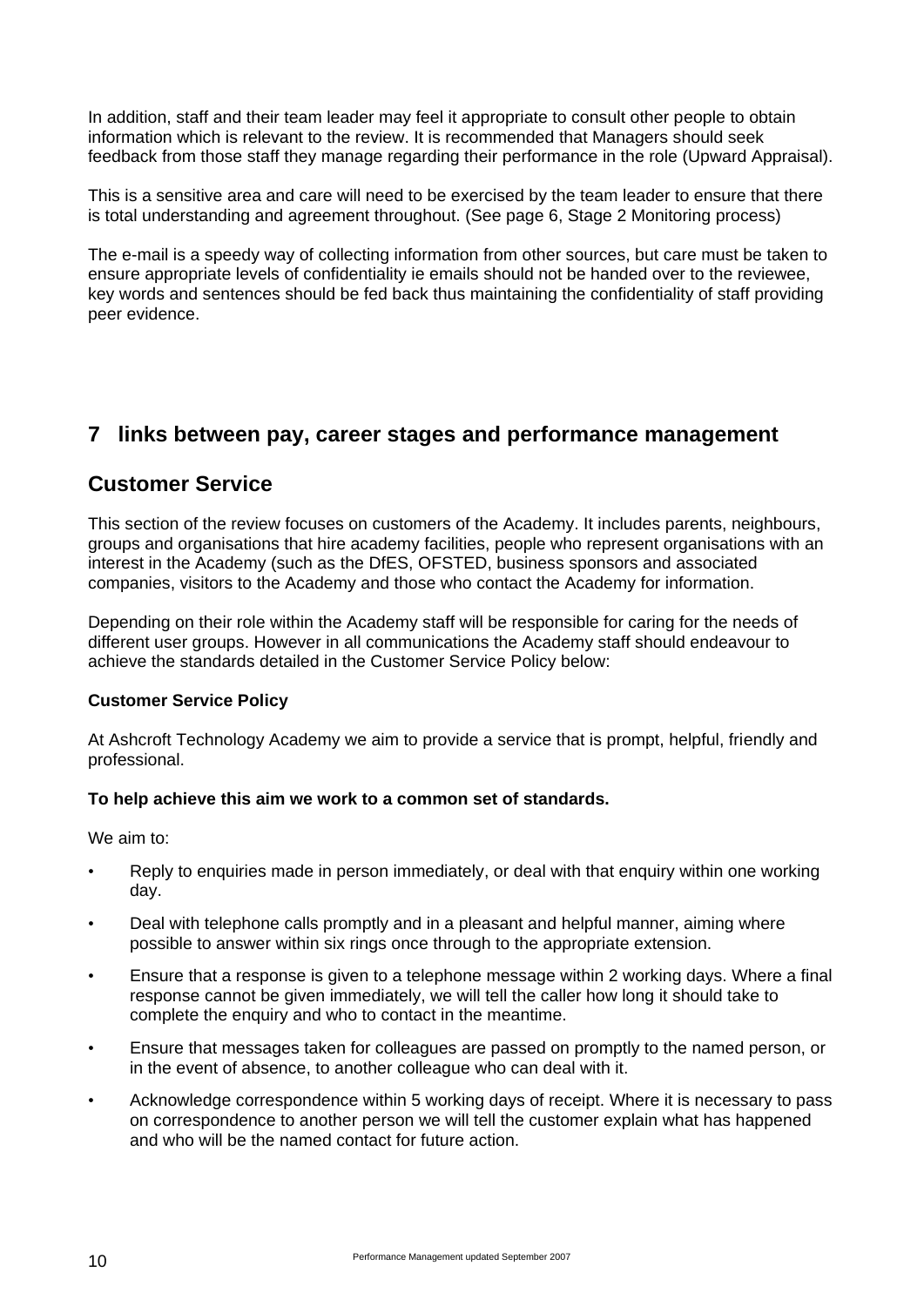In addition, staff and their team leader may feel it appropriate to consult other people to obtain information which is relevant to the review. It is recommended that Managers should seek feedback from those staff they manage regarding their performance in the role (Upward Appraisal).

This is a sensitive area and care will need to be exercised by the team leader to ensure that there is total understanding and agreement throughout. (See page 6, Stage 2 Monitoring process)

The e-mail is a speedy way of collecting information from other sources, but care must be taken to ensure appropriate levels of confidentiality ie emails should not be handed over to the reviewee, key words and sentences should be fed back thus maintaining the confidentiality of staff providing peer evidence.

## 7 links between pay, career stages and performance management

## Customer Service

This section of the review focuses on customers of the Academy. It includes parents, neighbours, groups and organisations that hire academy facilities, people who represent organisations with an interest in the Academy (such as the DfES, OFSTED, business sponsors and associated companies, visitors to the Academy and those who contact the Academy for information.

Depending on their role within the Academy staff will be responsible for caring for the needs of different user groups. However in all communications the Academy staff should endeavour to achieve the standards detailed in the Customer Service Policy below:

**Customer Service Policy**

At Ashcroft Technology Academy we aim to provide a service that is prompt, helpful, friendly and professional.

**To help achieve this aim we work to a common set of standards.**

We aim to:

- Reply to enquiries made in person immediately, or deal with that enquiry within one working day.
- Deal with telephone calls promptly and in a pleasant and helpful manner, aiming where possible to answer within six rings once through to the appropriate extension.
- Ensure that a response is given to a telephone message within 2 working days. Where a final response cannot be given immediately, we will tell the caller how long it should take to complete the enquiry and who to contact in the meantime.
- Ensure that messages taken for colleagues are passed on promptly to the named person, or in the event of absence, to another colleague who can deal with it.
- Acknowledge correspondence within 5 working days of receipt. Where it is necessary to pass on correspondence to another person we will tell the customer explain what has happened and who will be the named contact for future action.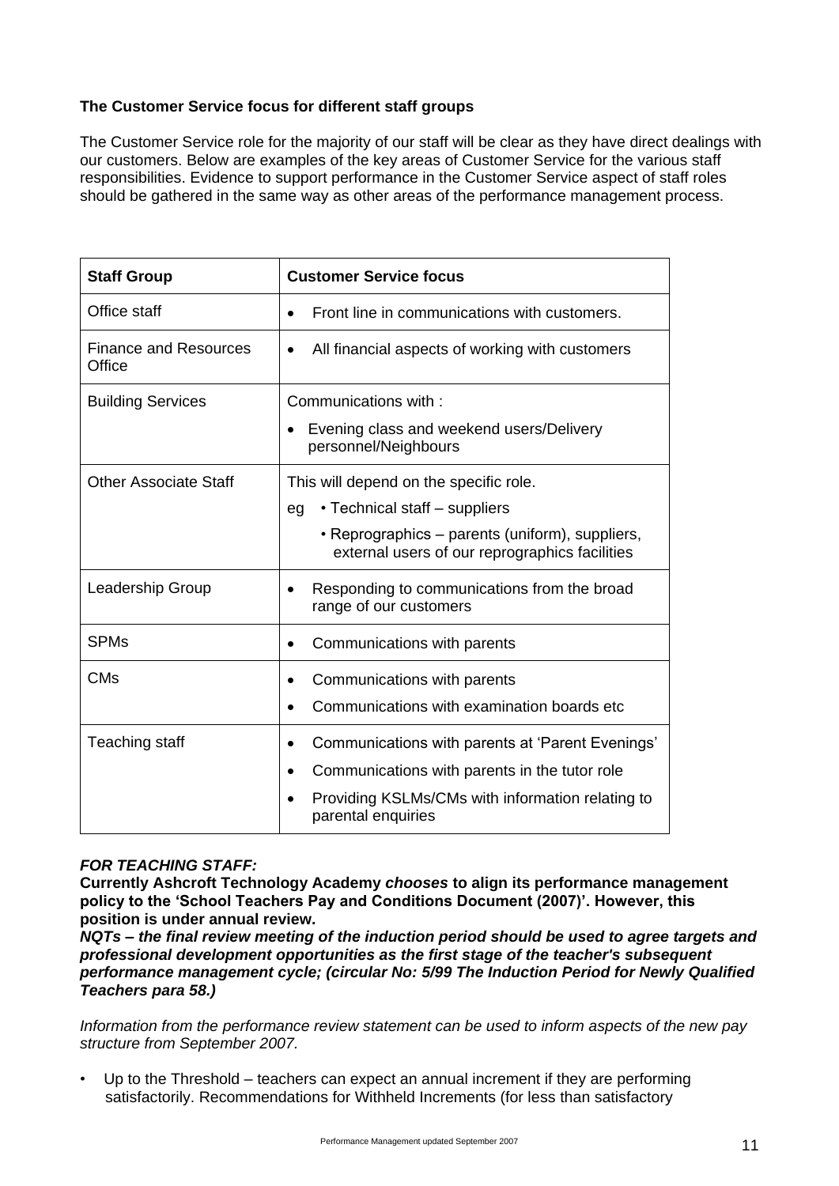**The Customer Service focus for different staff groups**

The Customer Service role for the majority of our staff will be clear as they have direct dealings with our customers. Below are examples of the key areas of Customer Service for the various staff responsibilities. Evidence to support performance in the Customer Service aspect of staff roles should be gathered in the same way as other areas of the performance management process.

| **Staff Group** | **Customer Service focus** |
|---|---|
| Office staff | • Front line in communications with customers. |
| Finance and Resources Office | • All financial aspects of working with customers |
| Building Services | Communications with :<br>• Evening class and weekend users/Delivery personnel/Neighbours |
| Other Associate Staff | This will depend on the specific role.<br>eg • Technical staff – suppliers<br>• Reprographics – parents (uniform), suppliers, external users of our reprographics facilities |
| Leadership Group | • Responding to communications from the broad range of our customers |
| SPMs | • Communications with parents |
| CMs | • Communications with parents<br>• Communications with examination boards etc |
| Teaching staff | • Communications with parents at 'Parent Evenings'<br>• Communications with parents in the tutor role<br>• Providing KSLMs/CMs with information relating to parental enquiries |

***FOR TEACHING STAFF:***

**Currently Ashcroft Technology Academy *chooses* to align its performance management policy to the 'School Teachers Pay and Conditions Document (2007)'. However, this position is under annual review.**

***NQTs – the final review meeting of the induction period should be used to agree targets and professional development opportunities as the first stage of the teacher's subsequent performance management cycle; (circular No: 5/99 The Induction Period for Newly Qualified Teachers para 58.)***

*Information from the performance review statement can be used to inform aspects of the new pay structure from September 2007.*

- Up to the Threshold – teachers can expect an annual increment if they are performing satisfactorily. Recommendations for Withheld Increments (for less than satisfactory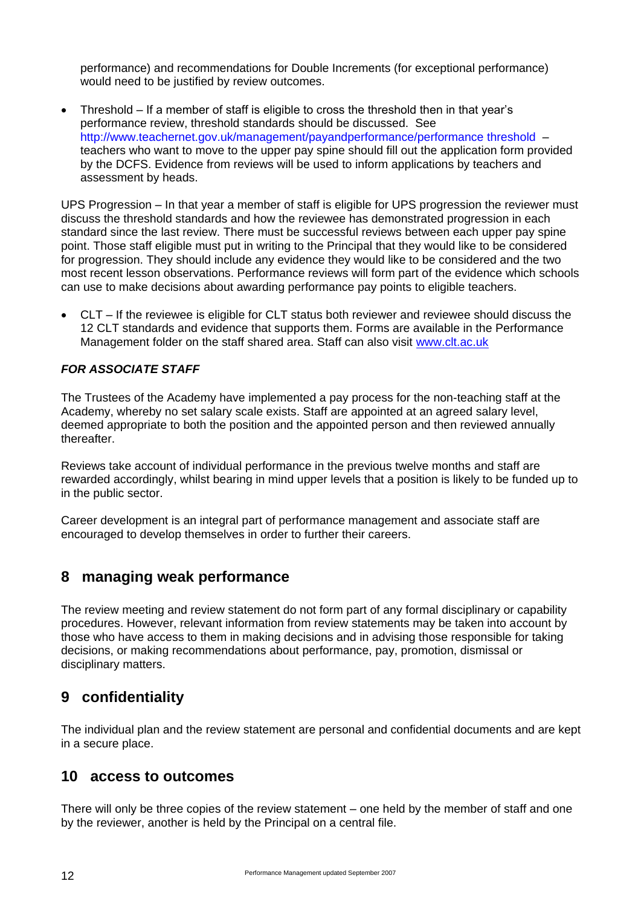performance) and recommendations for Double Increments (for exceptional performance) would need to be justified by review outcomes.

- Threshold – If a member of staff is eligible to cross the threshold then in that year's performance review, threshold standards should be discussed. See http://www.teachernet.gov.uk/management/payandperformance/performance threshold – teachers who want to move to the upper pay spine should fill out the application form provided by the DCFS. Evidence from reviews will be used to inform applications by teachers and assessment by heads.

UPS Progression – In that year a member of staff is eligible for UPS progression the reviewer must discuss the threshold standards and how the reviewee has demonstrated progression in each standard since the last review. There must be successful reviews between each upper pay spine point. Those staff eligible must put in writing to the Principal that they would like to be considered for progression. They should include any evidence they would like to be considered and the two most recent lesson observations. Performance reviews will form part of the evidence which schools can use to make decisions about awarding performance pay points to eligible teachers.

- CLT – If the reviewee is eligible for CLT status both reviewer and reviewee should discuss the 12 CLT standards and evidence that supports them. Forms are available in the Performance Management folder on the staff shared area. Staff can also visit www.clt.ac.uk

***FOR ASSOCIATE STAFF***

The Trustees of the Academy have implemented a pay process for the non-teaching staff at the Academy, whereby no set salary scale exists. Staff are appointed at an agreed salary level, deemed appropriate to both the position and the appointed person and then reviewed annually thereafter.

Reviews take account of individual performance in the previous twelve months and staff are rewarded accordingly, whilst bearing in mind upper levels that a position is likely to be funded up to in the public sector.

Career development is an integral part of performance management and associate staff are encouraged to develop themselves in order to further their careers.

## 8 managing weak performance

The review meeting and review statement do not form part of any formal disciplinary or capability procedures. However, relevant information from review statements may be taken into account by those who have access to them in making decisions and in advising those responsible for taking decisions, or making recommendations about performance, pay, promotion, dismissal or disciplinary matters.

## 9 confidentiality

The individual plan and the review statement are personal and confidential documents and are kept in a secure place.

## 10 access to outcomes

There will only be three copies of the review statement – one held by the member of staff and one by the reviewer, another is held by the Principal on a central file.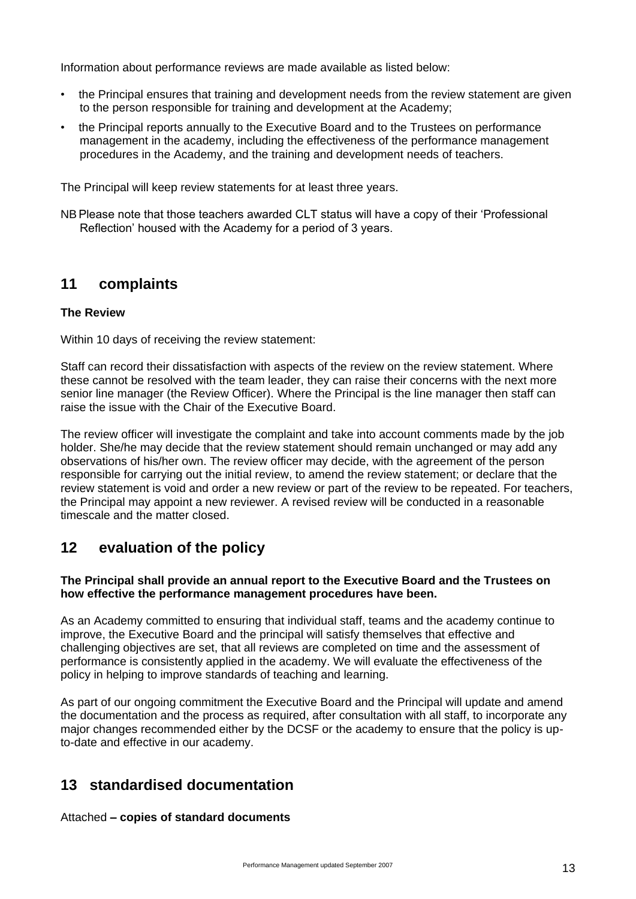Information about performance reviews are made available as listed below:

- the Principal ensures that training and development needs from the review statement are given to the person responsible for training and development at the Academy;
- the Principal reports annually to the Executive Board and to the Trustees on performance management in the academy, including the effectiveness of the performance management procedures in the Academy, and the training and development needs of teachers.

The Principal will keep review statements for at least three years.

NB Please note that those teachers awarded CLT status will have a copy of their 'Professional Reflection' housed with the Academy for a period of 3 years.

## 11 complaints

**The Review**

Within 10 days of receiving the review statement:

Staff can record their dissatisfaction with aspects of the review on the review statement. Where these cannot be resolved with the team leader, they can raise their concerns with the next more senior line manager (the Review Officer). Where the Principal is the line manager then staff can raise the issue with the Chair of the Executive Board.

The review officer will investigate the complaint and take into account comments made by the job holder. She/he may decide that the review statement should remain unchanged or may add any observations of his/her own. The review officer may decide, with the agreement of the person responsible for carrying out the initial review, to amend the review statement; or declare that the review statement is void and order a new review or part of the review to be repeated. For teachers, the Principal may appoint a new reviewer. A revised review will be conducted in a reasonable timescale and the matter closed.

## 12 evaluation of the policy

**The Principal shall provide an annual report to the Executive Board and the Trustees on how effective the performance management procedures have been.**

As an Academy committed to ensuring that individual staff, teams and the academy continue to improve, the Executive Board and the principal will satisfy themselves that effective and challenging objectives are set, that all reviews are completed on time and the assessment of performance is consistently applied in the academy. We will evaluate the effectiveness of the policy in helping to improve standards of teaching and learning.

As part of our ongoing commitment the Executive Board and the Principal will update and amend the documentation and the process as required, after consultation with all staff, to incorporate any major changes recommended either by the DCSF or the academy to ensure that the policy is up-to-date and effective in our academy.

## 13 standardised documentation

Attached **– copies of standard documents**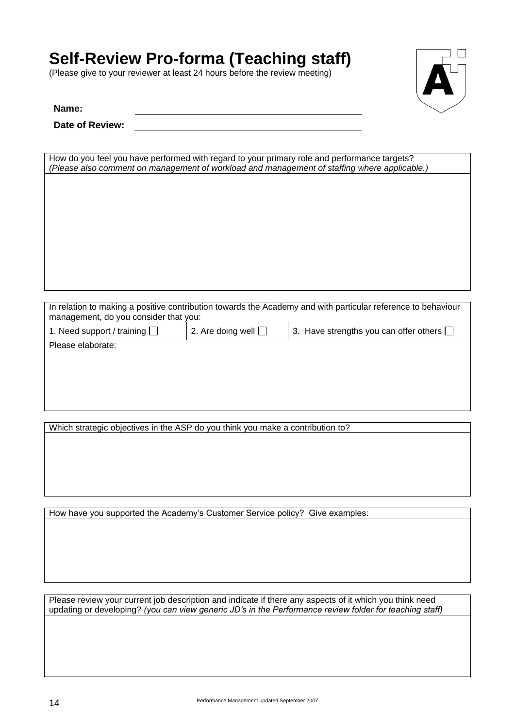# Self-Review Pro-forma (Teaching staff)

(Please give to your reviewer at least 24 hours before the review meeting)

**Name:** ______________________________

**Date of Review:** ______________________________

| How do you feel you have performed with regard to your primary role and performance targets? *(Please also comment on management of workload and management of staffing where applicable.)* |
|---|
| |

| In relation to making a positive contribution towards the Academy and with particular reference to behaviour management, do you consider that you: | | |
|---|---|---|
| 1. Need support / training ☐ | 2. Are doing well ☐ | 3. Have strengths you can offer others ☐ |
| Please elaborate: | | |

| Which strategic objectives in the ASP do you think you make a contribution to? |
|---|
| |

| How have you supported the Academy's Customer Service policy? Give examples: |
|---|
| |

| Please review your current job description and indicate if there any aspects of it which you think need updating or developing? *(you can view generic JD's in the Performance review folder for teaching staff)* |
|---|
| |

Performance Management updated September 2007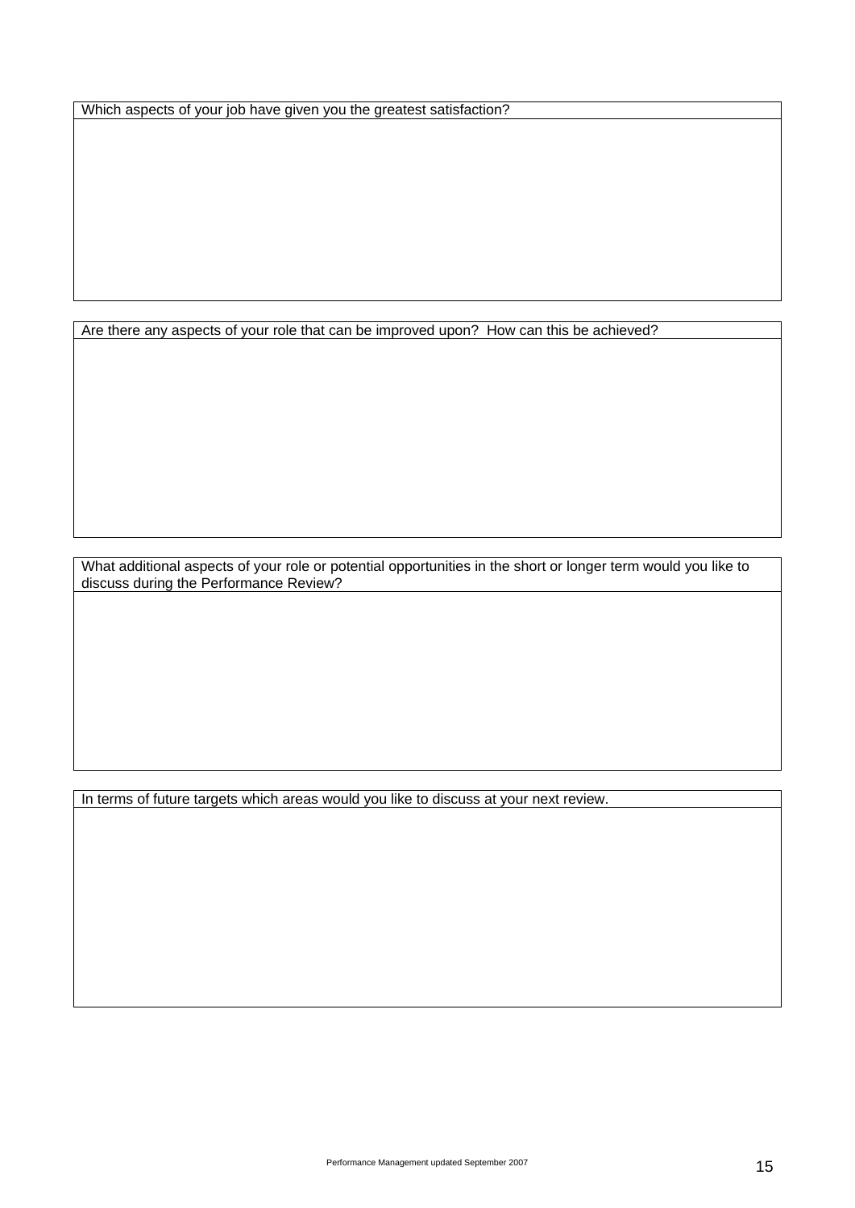| Which aspects of your job have given you the greatest satisfaction? |
| --- |
| |

| Are there any aspects of your role that can be improved upon? How can this be achieved? |
| --- |
| |

| What additional aspects of your role or potential opportunities in the short or longer term would you like to discuss during the Performance Review? |
| --- |
| |

| In terms of future targets which areas would you like to discuss at your next review. |
| --- |
| |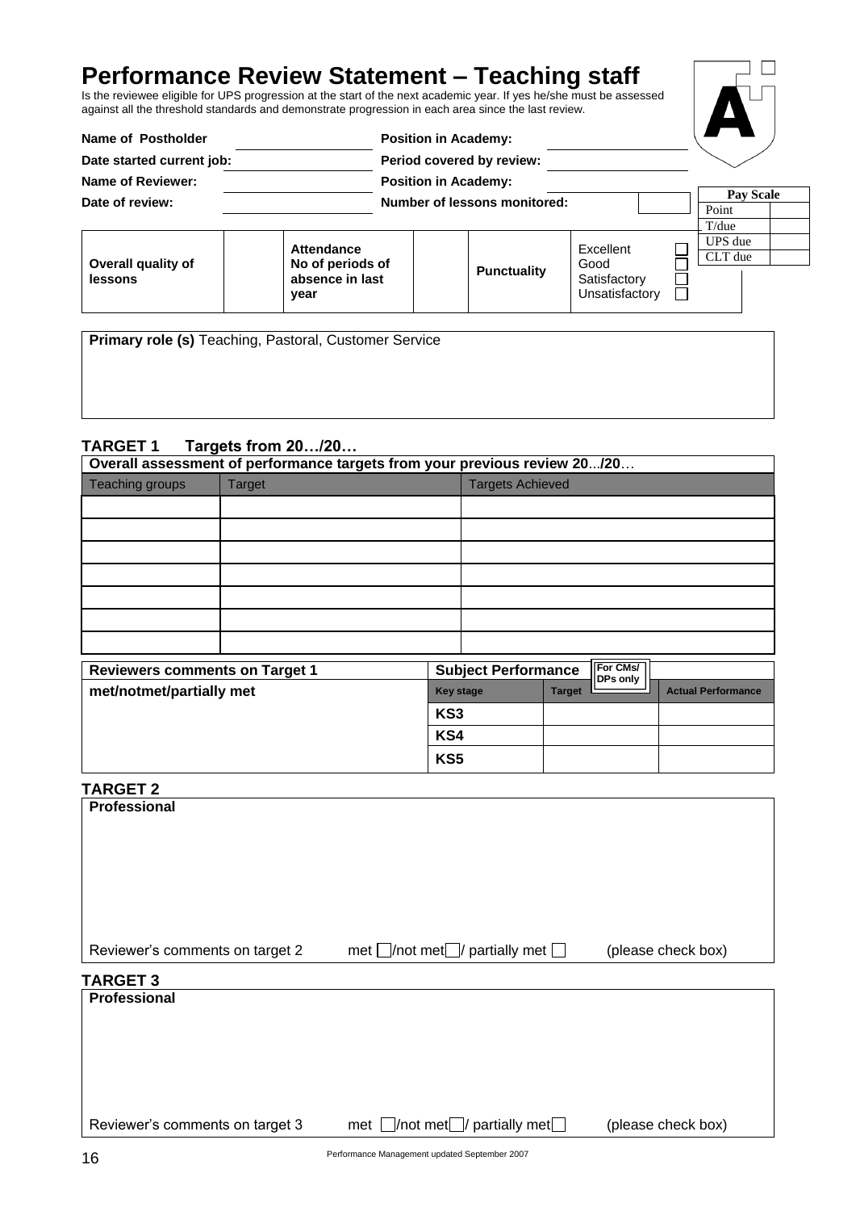# Performance Review Statement – Teaching staff

Is the reviewee eligible for UPS progression at the start of the next academic year. If yes he/she must be assessed against all the threshold standards and demonstrate progression in each area since the last review.

| | | | |
|---|---|---|---|
| **Name of Postholder** | | **Position in Academy:** | |
| **Date started current job:** | | **Period covered by review:** | |
| **Name of Reviewer:** | | **Position in Academy:** | |
| **Date of review:** | | **Number of lessons monitored:** | |

| Pay Scale | |
|---|---|
| Point | |
| T/due | |
| UPS due | |
| CLT due | |

| **Overall quality of lessons** | | **Attendance No of periods of absence in last year** | | **Punctuality** | Excellent ☐ Good ☐ Satisfactory ☐ Unsatisfactory ☐ |
|---|---|---|---|---|---|

**Primary role (s)** Teaching, Pastoral, Customer Service

### TARGET 1 Targets from 20…/20…

**Overall assessment of performance targets from your previous review 20.../20…**

| Teaching groups | Target | Targets Achieved |
|---|---|---|
| | | |
| | | |
| | | |
| | | |
| | | |
| | | |
| | | |

| **Reviewers comments on Target 1** | **Subject Performance** | For CMs/ DPs only | |
|---|---|---|---|
| **met/notmet/partially met** | **Key stage** | **Target** | **Actual Performance** |
| | **KS3** | | |
| | **KS4** | | |
| | **KS5** | | |

### TARGET 2

**Professional**

Reviewer's comments on target 2 met ☐/not met☐/ partially met ☐ (please check box)

### TARGET 3

**Professional**

Reviewer's comments on target 3 met ☐/not met☐/ partially met☐ (please check box)

Performance Management updated September 2007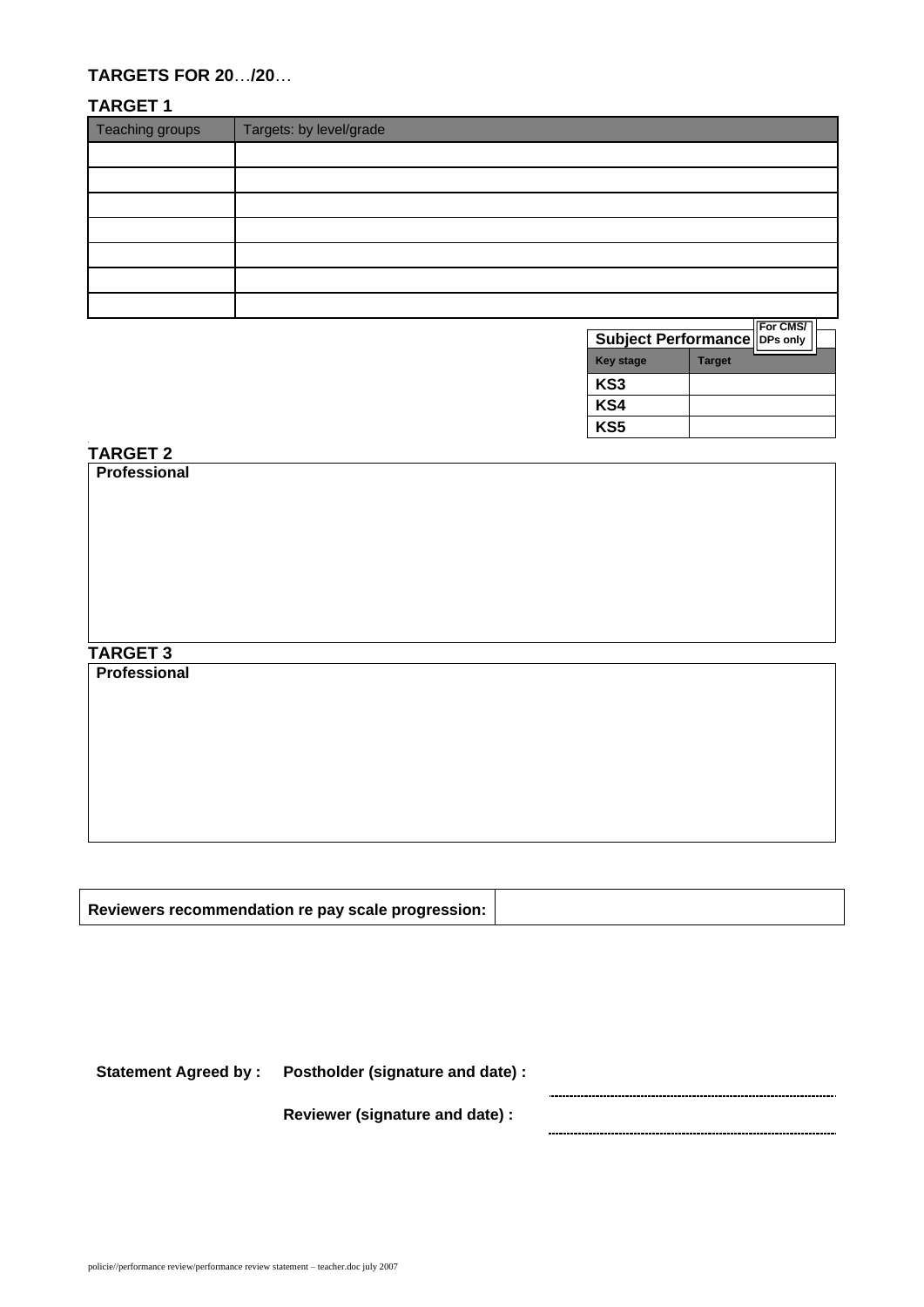**TARGETS FOR 20…/20…**

**TARGET 1**

| Teaching groups | Targets: by level/grade |
|---|---|
| | |
| | |
| | |
| | |
| | |
| | |
| | |

**Subject Performance** For CMS/ DPs only

| Key stage | Target |
|---|---|
| **KS3** | |
| **KS4** | |
| **KS5** | |

**TARGET 2**

**Professional**

**TARGET 3**

**Professional**

| **Reviewers recommendation re pay scale progression:** | |
|---|---|

**Statement Agreed by :** **Postholder (signature and date) :** ..............................

**Reviewer (signature and date) :** ..............................

policie//performance review/performance review statement – teacher.doc july 2007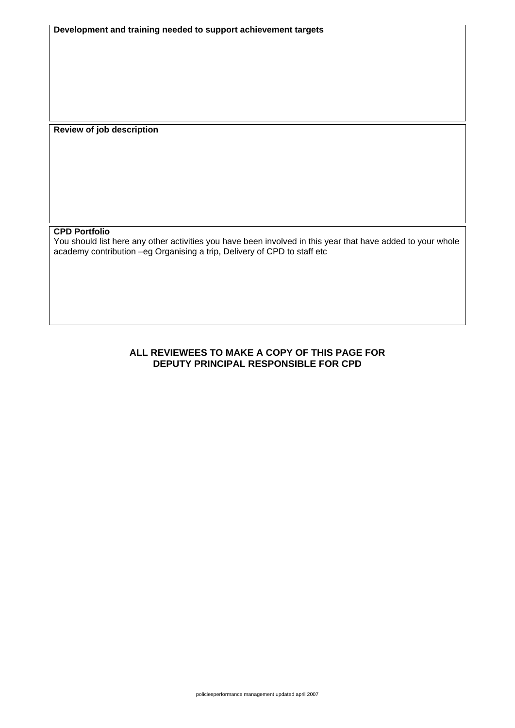**Development and training needed to support achievement targets**

**Review of job description**

**CPD Portfolio**

You should list here any other activities you have been involved in this year that have added to your whole academy contribution –eg Organising a trip, Delivery of CPD to staff etc

**ALL REVIEWEES TO MAKE A COPY OF THIS PAGE FOR DEPUTY PRINCIPAL RESPONSIBLE FOR CPD**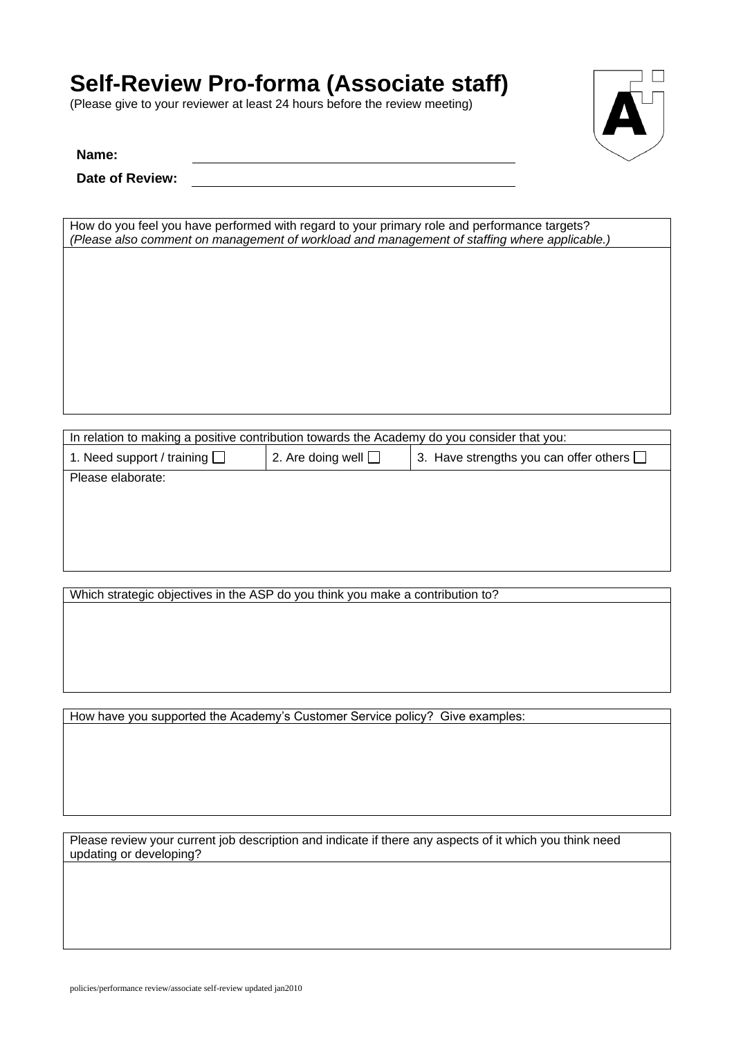# Self-Review Pro-forma (Associate staff)

(Please give to your reviewer at least 24 hours before the review meeting)

**Name:** ______________________________

**Date of Review:** ______________________________

| How do you feel you have performed with regard to your primary role and performance targets? *(Please also comment on management of workload and management of staffing where applicable.)* |
|---|
| |

| In relation to making a positive contribution towards the Academy do you consider that you: | | |
|---|---|---|
| 1. Need support / training ☐ | 2. Are doing well ☐ | 3. Have strengths you can offer others ☐ |
| Please elaborate: | | |

| Which strategic objectives in the ASP do you think you make a contribution to? |
|---|
| |

| How have you supported the Academy's Customer Service policy? Give examples: |
|---|
| |

| Please review your current job description and indicate if there any aspects of it which you think need updating or developing? |
|---|
| |

policies/performance review/associate self-review updated jan2010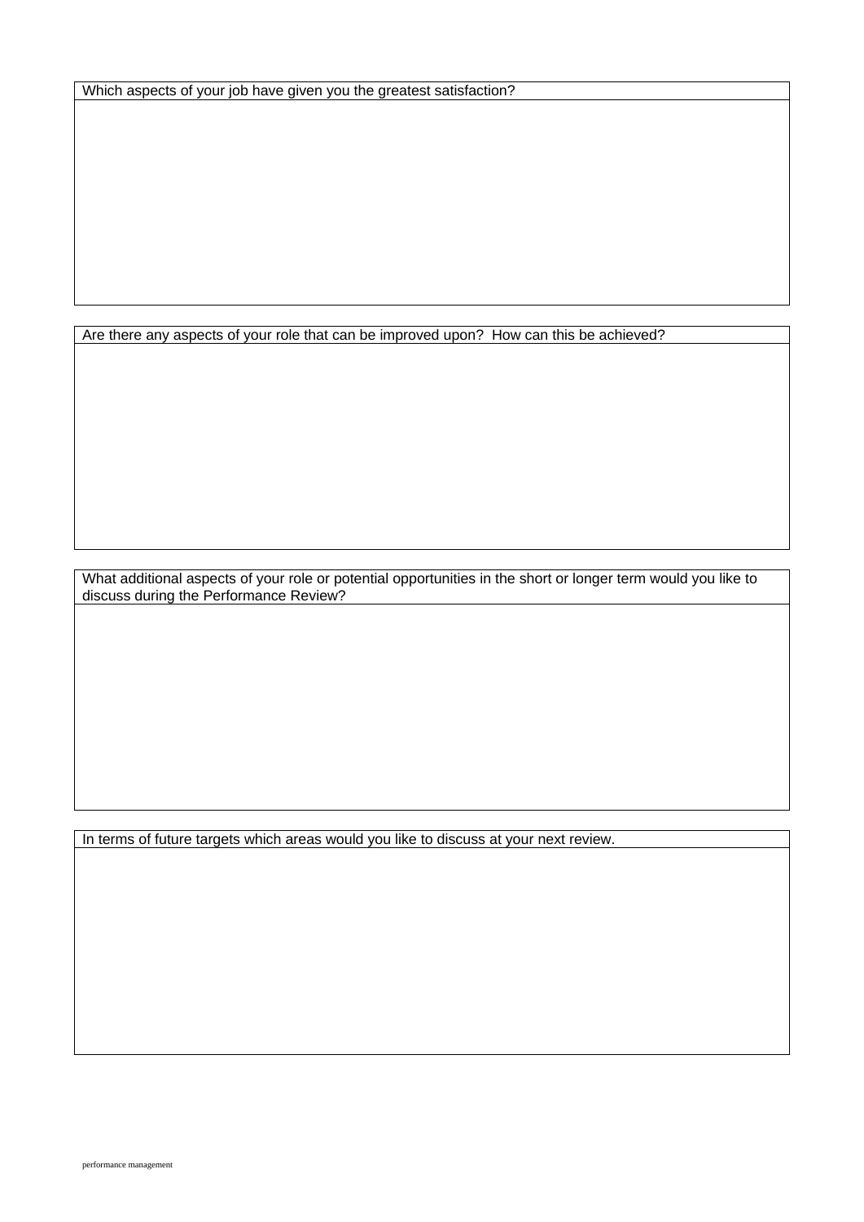| Which aspects of your job have given you the greatest satisfaction? |
| --- |
| |

| Are there any aspects of your role that can be improved upon? How can this be achieved? |
| --- |
| |

| What additional aspects of your role or potential opportunities in the short or longer term would you like to discuss during the Performance Review? |
| --- |
| |

| In terms of future targets which areas would you like to discuss at your next review. |
| --- |
| |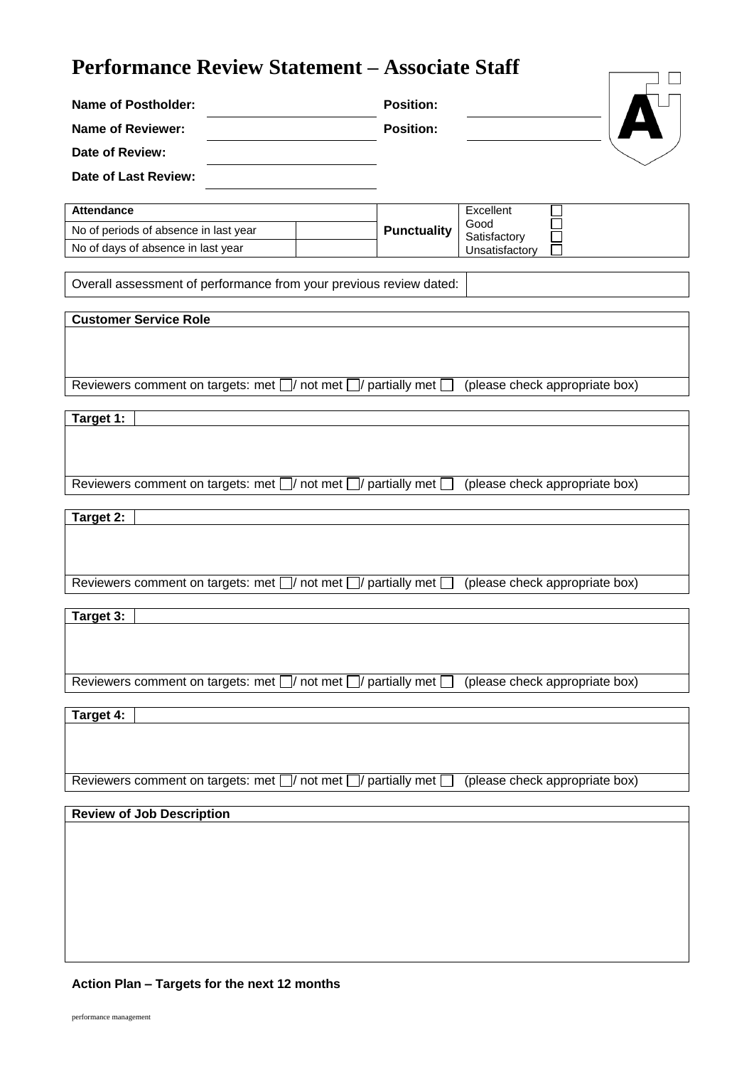# Performance Review Statement – Associate Staff

**Name of Postholder:** \_\_\_\_\_\_\_\_\_\_\_\_\_\_\_\_\_\_ **Position:** \_\_\_\_\_\_\_\_\_\_\_\_\_\_\_\_\_\_

**Name of Reviewer:** \_\_\_\_\_\_\_\_\_\_\_\_\_\_\_\_\_\_ **Position:** \_\_\_\_\_\_\_\_\_\_\_\_\_\_\_\_\_\_

**Date of Review:** \_\_\_\_\_\_\_\_\_\_\_\_\_\_\_\_\_\_

**Date of Last Review:** \_\_\_\_\_\_\_\_\_\_\_\_\_\_\_\_\_\_

| **Attendance** | | **Punctuality** | Excellent ☐ |
|---|---|---|---|
| No of periods of absence in last year | | | Good ☐ |
| No of days of absence in last year | | | Satisfactory ☐ |
| | | | Unsatisfactory ☐ |

| Overall assessment of performance from your previous review dated: | |
|---|---|

| **Customer Service Role** |
|---|
| |
| Reviewers comment on targets: met ☐/ not met ☐/ partially met ☐ (please check appropriate box) |

| **Target 1:** |
|---|
| |
| Reviewers comment on targets: met ☐/ not met ☐/ partially met ☐ (please check appropriate box) |

| **Target 2:** |
|---|
| |
| Reviewers comment on targets: met ☐/ not met ☐/ partially met ☐ (please check appropriate box) |

| **Target 3:** |
|---|
| |
| Reviewers comment on targets: met ☐/ not met ☐/ partially met ☐ (please check appropriate box) |

| **Target 4:** |
|---|
| |
| Reviewers comment on targets: met ☐/ not met ☐/ partially met ☐ (please check appropriate box) |

| **Review of Job Description** |
|---|
| |

**Action Plan – Targets for the next 12 months**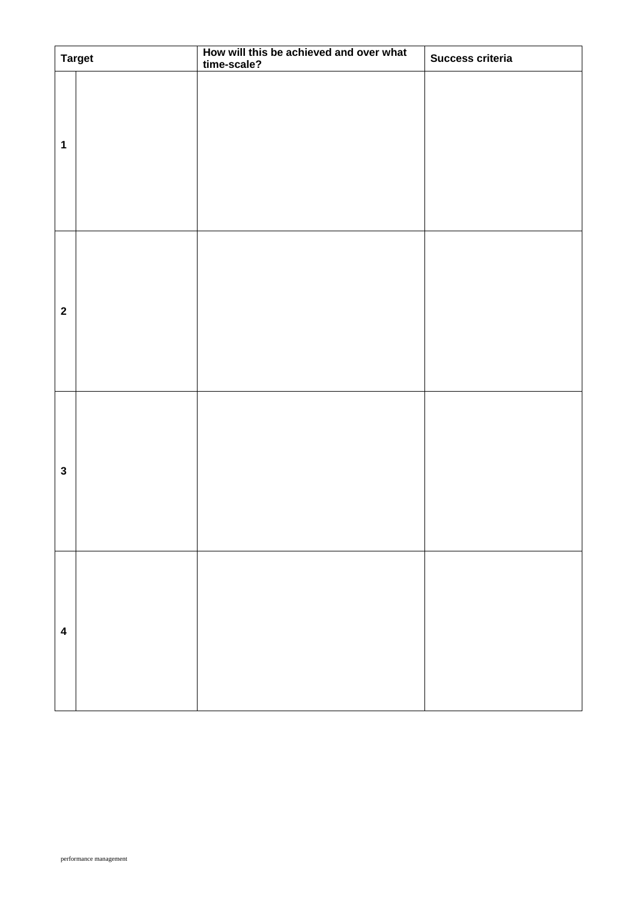| Target | | How will this be achieved and over what time-scale? | Success criteria |
|---|---|---|---|
| **1** | | | |
| **2** | | | |
| **3** | | | |
| **4** | | | |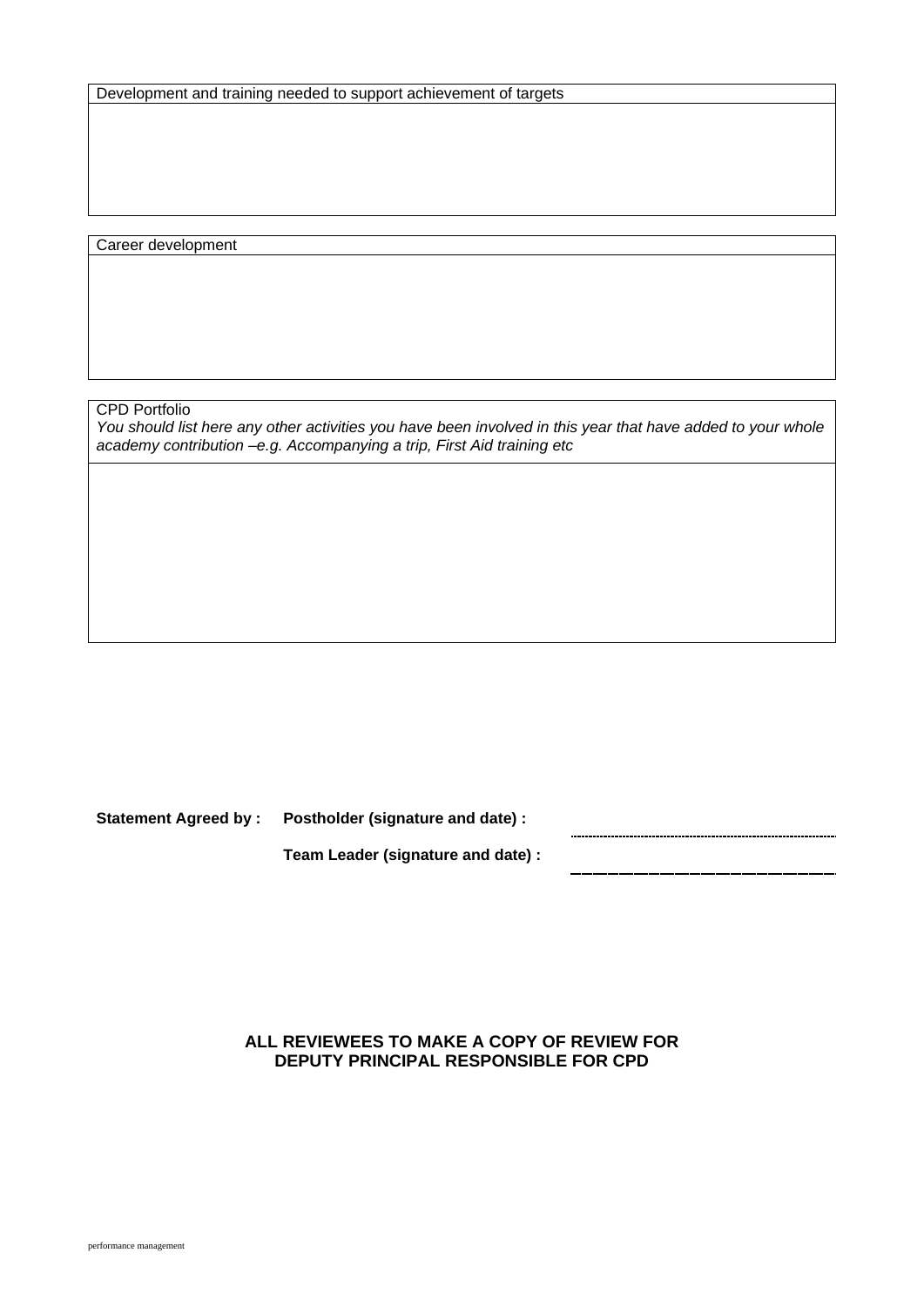| Development and training needed to support achievement of targets |
| --- |
| |

| Career development |
| --- |
| |

| CPD Portfolio<br>*You should list here any other activities you have been involved in this year that have added to your whole academy contribution –e.g. Accompanying a trip, First Aid training etc* |
| --- |
| |

**Statement Agreed by :** **Postholder (signature and date) :** ..............................................................................

**Team Leader (signature and date) :** ____________________

**ALL REVIEWEES TO MAKE A COPY OF REVIEW FOR DEPUTY PRINCIPAL RESPONSIBLE FOR CPD**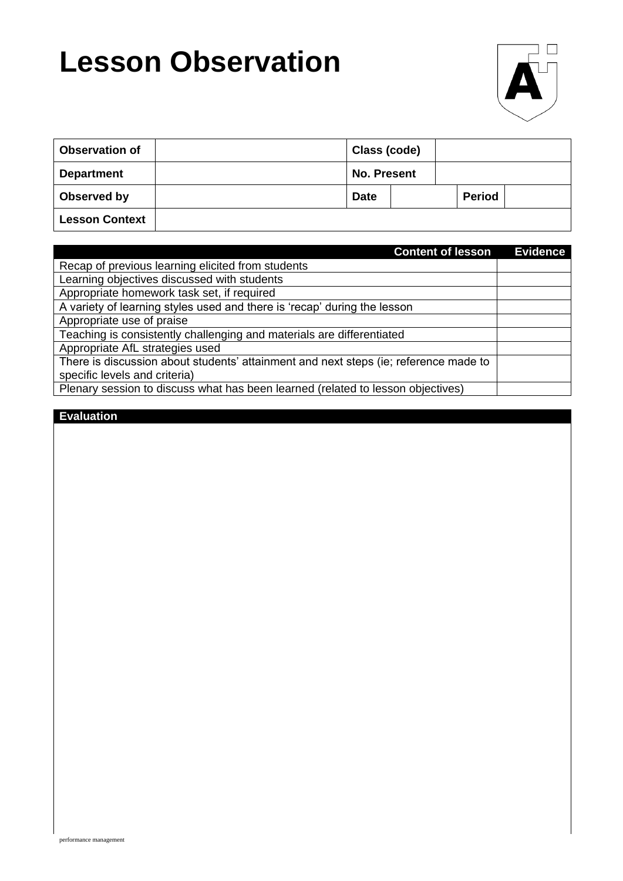# Lesson Observation

| Observation of | | Class (code) | | | |
|---|---|---|---|---|---|
| Department | | No. Present | | | |
| Observed by | | Date | | Period | |
| Lesson Context | | | | | |

| Content of lesson | Evidence |
|---|---|
| Recap of previous learning elicited from students | |
| Learning objectives discussed with students | |
| Appropriate homework task set, if required | |
| A variety of learning styles used and there is 'recap' during the lesson | |
| Appropriate use of praise | |
| Teaching is consistently challenging and materials are differentiated | |
| Appropriate AfL strategies used | |
| There is discussion about students' attainment and next steps (ie; reference made to specific levels and criteria) | |
| Plenary session to discuss what has been learned (related to lesson objectives) | |

| Evaluation |
|---|
| |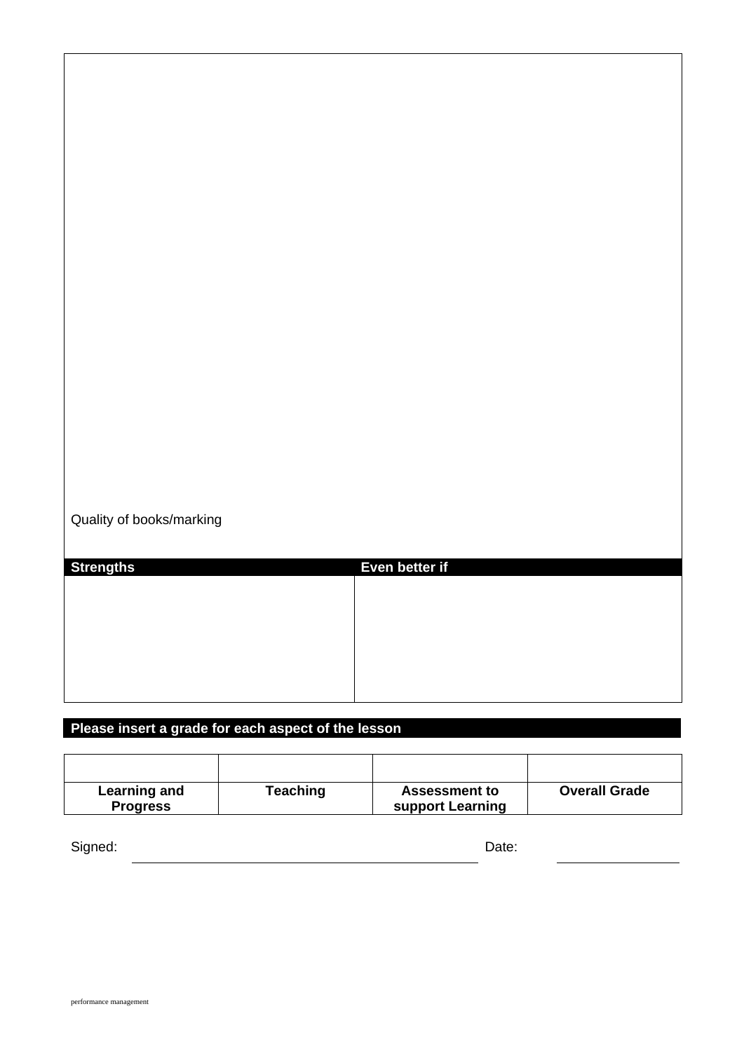Quality of books/marking

| Strengths | Even better if |
|---|---|
| | |

**Please insert a grade for each aspect of the lesson**

| | | | |
|---|---|---|---|
| | | | |
| **Learning and Progress** | **Teaching** | **Assessment to support Learning** | **Overall Grade** |

Signed: ______________________________ Date: ______________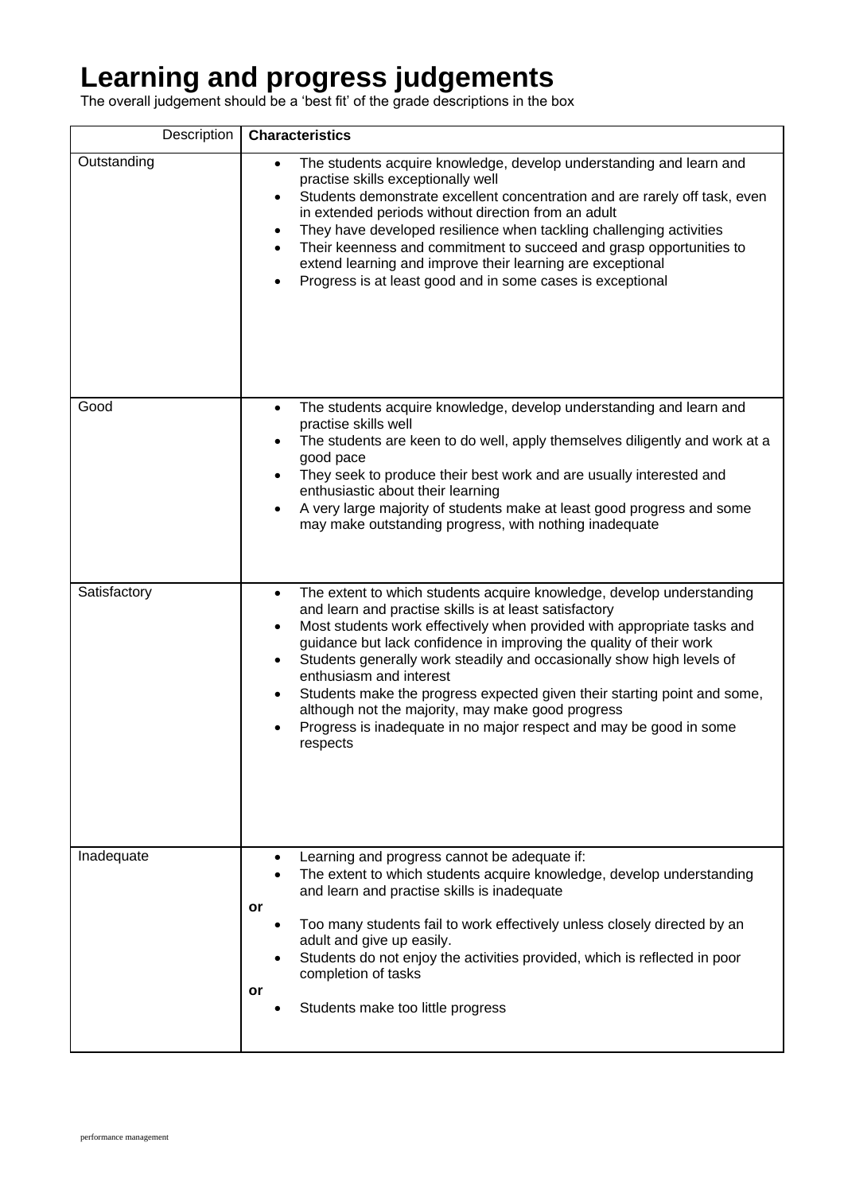# Learning and progress judgements

The overall judgement should be a 'best fit' of the grade descriptions in the box

| Description | **Characteristics** |
|---|---|
| Outstanding | • The students acquire knowledge, develop understanding and learn and practise skills exceptionally well<br>• Students demonstrate excellent concentration and are rarely off task, even in extended periods without direction from an adult<br>• They have developed resilience when tackling challenging activities<br>• Their keenness and commitment to succeed and grasp opportunities to extend learning and improve their learning are exceptional<br>• Progress is at least good and in some cases is exceptional |
| Good | • The students acquire knowledge, develop understanding and learn and practise skills well<br>• The students are keen to do well, apply themselves diligently and work at a good pace<br>• They seek to produce their best work and are usually interested and enthusiastic about their learning<br>• A very large majority of students make at least good progress and some may make outstanding progress, with nothing inadequate |
| Satisfactory | • The extent to which students acquire knowledge, develop understanding and learn and practise skills is at least satisfactory<br>• Most students work effectively when provided with appropriate tasks and guidance but lack confidence in improving the quality of their work<br>• Students generally work steadily and occasionally show high levels of enthusiasm and interest<br>• Students make the progress expected given their starting point and some, although not the majority, may make good progress<br>• Progress is inadequate in no major respect and may be good in some respects |
| Inadequate | • Learning and progress cannot be adequate if:<br>• The extent to which students acquire knowledge, develop understanding and learn and practise skills is inadequate<br>**or**<br>• Too many students fail to work effectively unless closely directed by an adult and give up easily.<br>• Students do not enjoy the activities provided, which is reflected in poor completion of tasks<br>**or**<br>• Students make too little progress |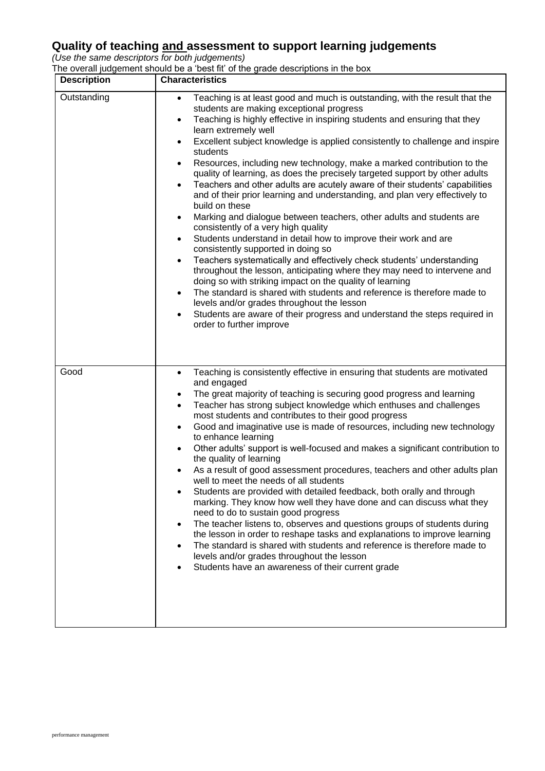## Quality of teaching and assessment to support learning judgements

*(Use the same descriptors for both judgements)*

The overall judgement should be a 'best fit' of the grade descriptions in the box

| Description | Characteristics |
|---|---|
| Outstanding | • Teaching is at least good and much is outstanding, with the result that the students are making exceptional progress<br>• Teaching is highly effective in inspiring students and ensuring that they learn extremely well<br>• Excellent subject knowledge is applied consistently to challenge and inspire students<br>• Resources, including new technology, make a marked contribution to the quality of learning, as does the precisely targeted support by other adults<br>• Teachers and other adults are acutely aware of their students' capabilities and of their prior learning and understanding, and plan very effectively to build on these<br>• Marking and dialogue between teachers, other adults and students are consistently of a very high quality<br>• Students understand in detail how to improve their work and are consistently supported in doing so<br>• Teachers systematically and effectively check students' understanding throughout the lesson, anticipating where they may need to intervene and doing so with striking impact on the quality of learning<br>• The standard is shared with students and reference is therefore made to levels and/or grades throughout the lesson<br>• Students are aware of their progress and understand the steps required in order to further improve |
| Good | • Teaching is consistently effective in ensuring that students are motivated and engaged<br>• The great majority of teaching is securing good progress and learning<br>• Teacher has strong subject knowledge which enthuses and challenges most students and contributes to their good progress<br>• Good and imaginative use is made of resources, including new technology to enhance learning<br>• Other adults' support is well-focused and makes a significant contribution to the quality of learning<br>• As a result of good assessment procedures, teachers and other adults plan well to meet the needs of all students<br>• Students are provided with detailed feedback, both orally and through marking. They know how well they have done and can discuss what they need to do to sustain good progress<br>• The teacher listens to, observes and questions groups of students during the lesson in order to reshape tasks and explanations to improve learning<br>• The standard is shared with students and reference is therefore made to levels and/or grades throughout the lesson<br>• Students have an awareness of their current grade |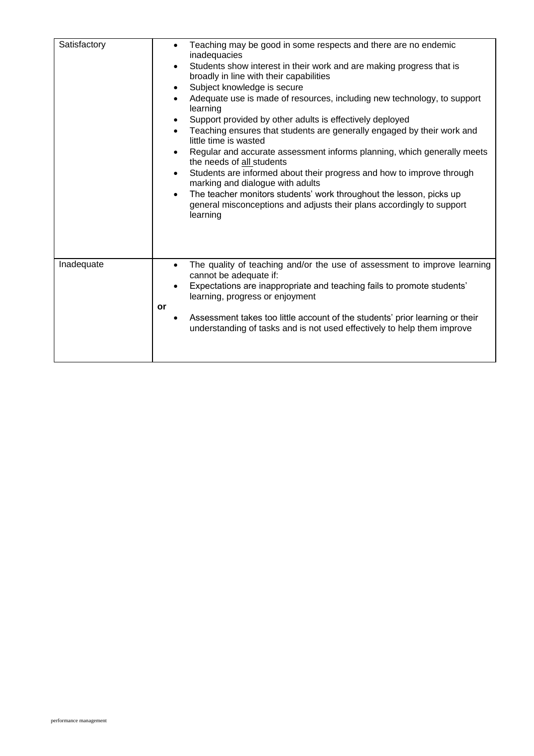| | |
|---|---|
| Satisfactory | • Teaching may be good in some respects and there are no endemic inadequacies<br>• Students show interest in their work and are making progress that is broadly in line with their capabilities<br>• Subject knowledge is secure<br>• Adequate use is made of resources, including new technology, to support learning<br>• Support provided by other adults is effectively deployed<br>• Teaching ensures that students are generally engaged by their work and little time is wasted<br>• Regular and accurate assessment informs planning, which generally meets the needs of all students<br>• Students are informed about their progress and how to improve through marking and dialogue with adults<br>• The teacher monitors students' work throughout the lesson, picks up general misconceptions and adjusts their plans accordingly to support learning |
| Inadequate | • The quality of teaching and/or the use of assessment to improve learning cannot be adequate if:<br>• Expectations are inappropriate and teaching fails to promote students' learning, progress or enjoyment<br>**or**<br>• Assessment takes too little account of the students' prior learning or their understanding of tasks and is not used effectively to help them improve |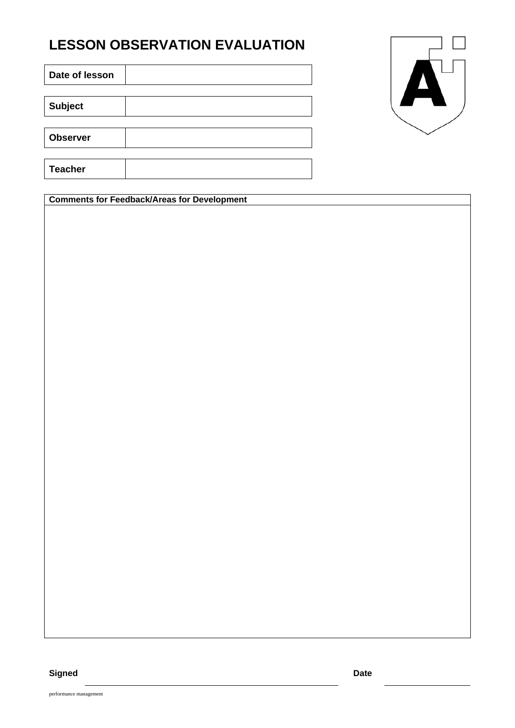# LESSON OBSERVATION EVALUATION

| **Date of lesson** | |
|---|---|
| **Subject** | |
| **Observer** | |
| **Teacher** | |

| **Comments for Feedback/Areas for Development** |
|---|
| |

**Signed** \_\_\_\_\_\_\_\_\_\_\_\_\_\_\_\_\_\_\_\_\_\_\_\_\_\_\_\_\_\_\_\_\_\_\_\_\_\_\_\_ **Date** \_\_\_\_\_\_\_\_\_\_\_\_\_\_\_\_\_\_

performance management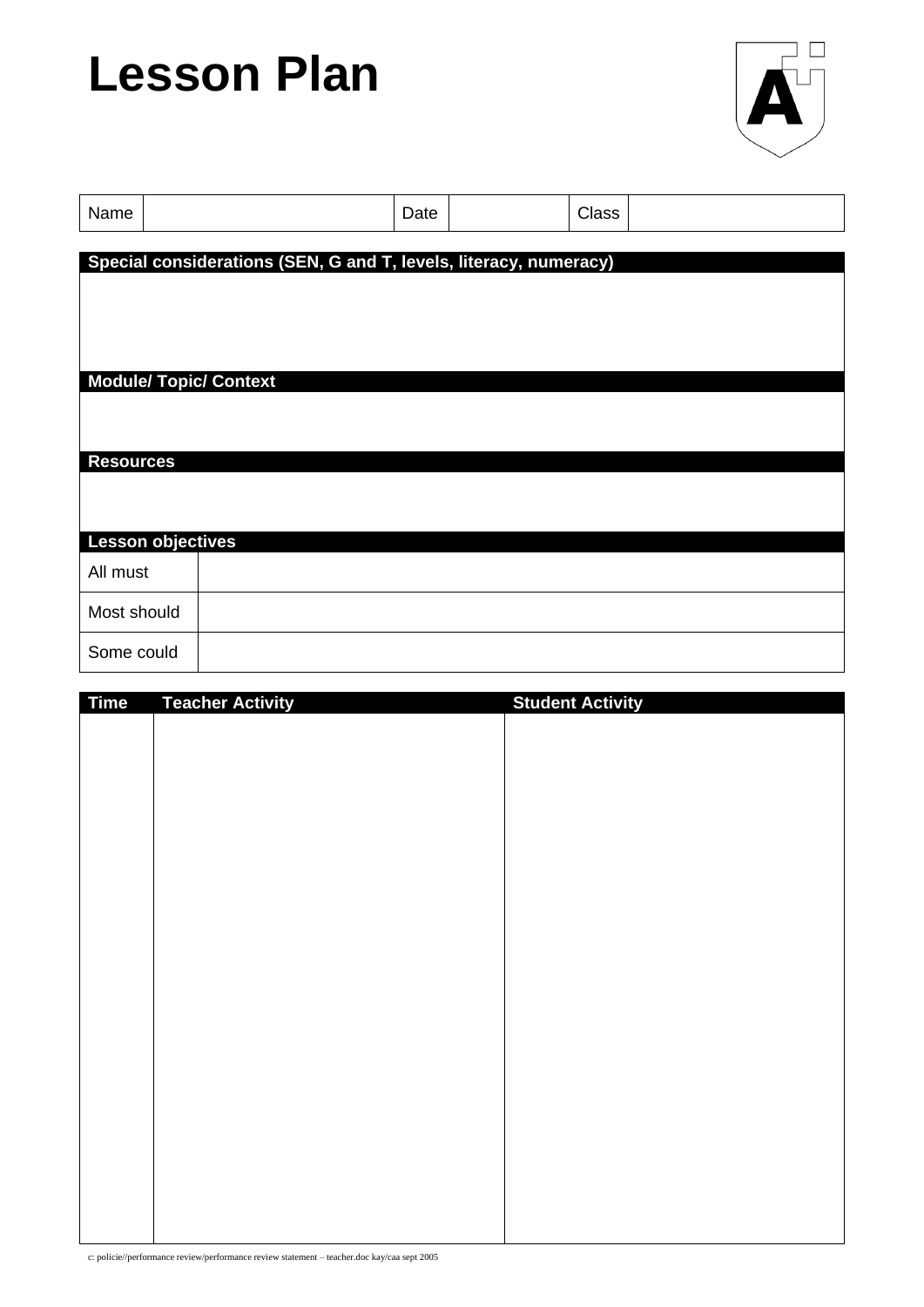# Lesson Plan

| Name | | Date | | Class | |
|---|---|---|---|---|---|

**Special considerations (SEN, G and T, levels, literacy, numeracy)**

**Module/ Topic/ Context**

**Resources**

**Lesson objectives**

| | |
|---|---|
| All must | |
| Most should | |
| Some could | |

| Time | Teacher Activity | Student Activity |
|---|---|---|
| | | |

c: policie//performance review/performance review statement – teacher.doc kay/caa sept 2005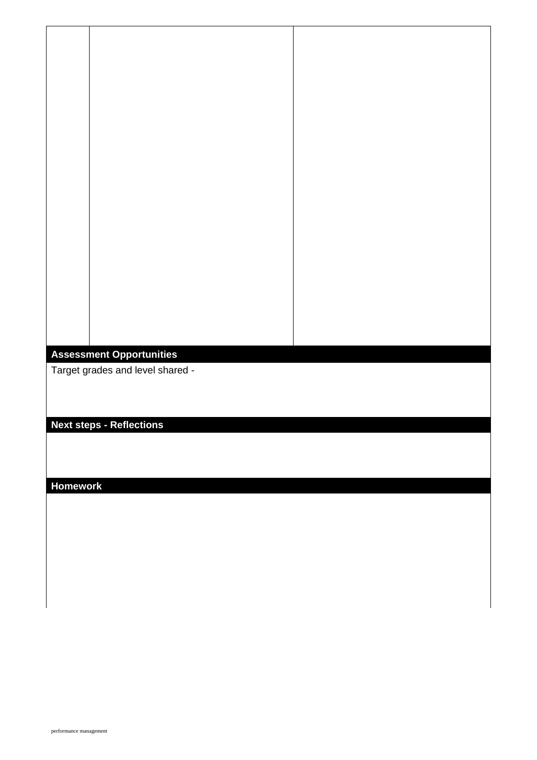| | | |
|---|---|---|
| | | |

## Assessment Opportunities

Target grades and level shared -

## Next steps - Reflections

## Homework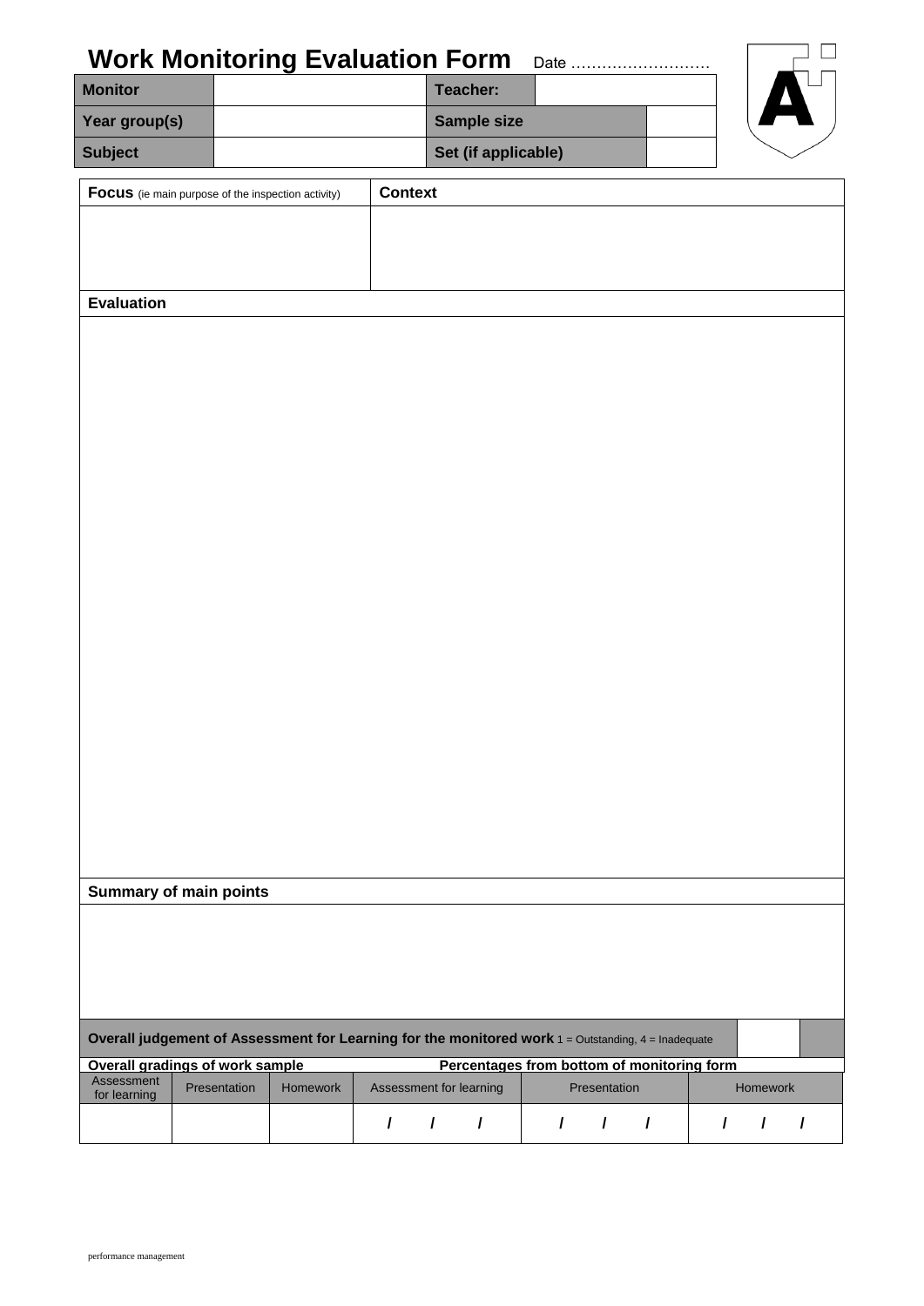# Work Monitoring Evaluation Form

Date ………………………

| Monitor | | Teacher: | |
|---|---|---|---|
| Year group(s) | | Sample size | |
| Subject | | Set (if applicable) | |

| **Focus** (ie main purpose of the inspection activity) | **Context** |
|---|---|
| | |

**Evaluation**

**Summary of main points**

**Overall judgement of Assessment for Learning for the monitored work** 1 = Outstanding, 4 = Inadequate

| Overall gradings of work sample | | | Percentages from bottom of monitoring form | | |
|---|---|---|---|---|---|
| Assessment for learning | Presentation | Homework | Assessment for learning | Presentation | Homework |
| | | | / / / | / / / | / / / |

performance management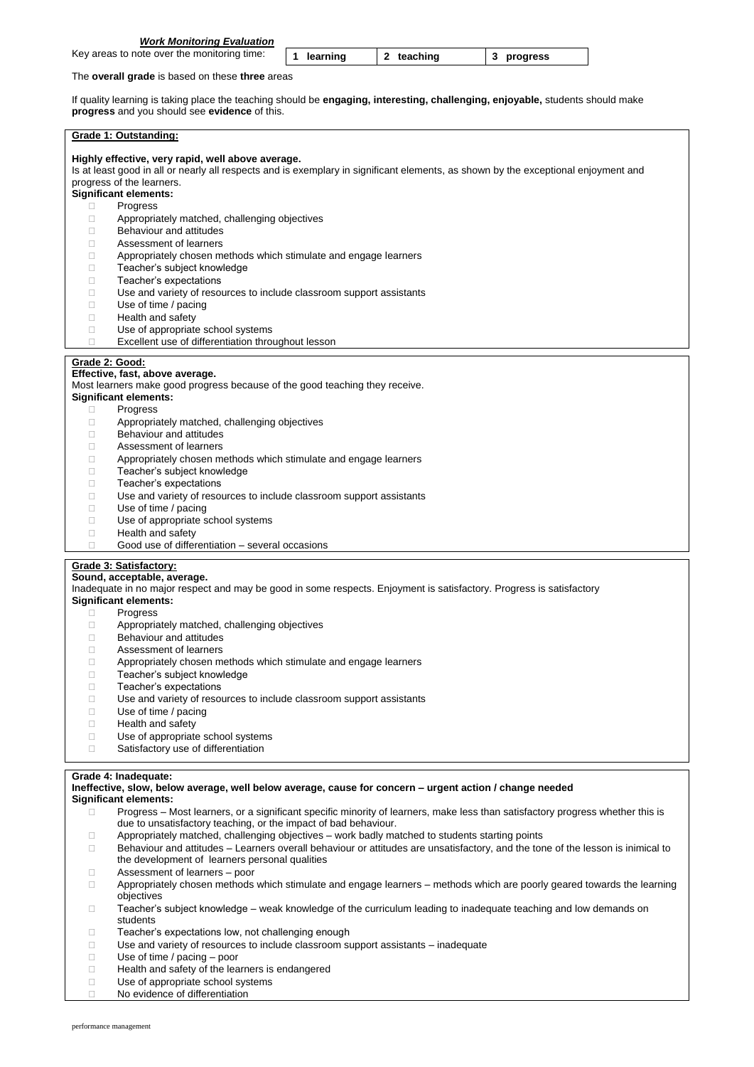***Work Monitoring Evaluation***

Key areas to note over the monitoring time:

| | | |
|---|---|---|
| **1 learning** | **2 teaching** | **3 progress** |

The **overall grade** is based on these **three** areas

If quality learning is taking place the teaching should be **engaging, interesting, challenging, enjoyable,** students should make **progress** and you should see **evidence** of this.

**Grade 1: Outstanding:**

**Highly effective, very rapid, well above average.**

Is at least good in all or nearly all respects and is exemplary in significant elements, as shown by the exceptional enjoyment and progress of the learners.

**Significant elements:**

- Progress
- Appropriately matched, challenging objectives
- Behaviour and attitudes
- Assessment of learners
- Appropriately chosen methods which stimulate and engage learners
- Teacher's subject knowledge
- Teacher's expectations
- Use and variety of resources to include classroom support assistants
- Use of time / pacing
- Health and safety
- Use of appropriate school systems
- Excellent use of differentiation throughout lesson

**Grade 2: Good:**

**Effective, fast, above average.**

Most learners make good progress because of the good teaching they receive.

**Significant elements:**

- Progress
- Appropriately matched, challenging objectives
- Behaviour and attitudes
- Assessment of learners
- Appropriately chosen methods which stimulate and engage learners
- Teacher's subject knowledge
- Teacher's expectations
- Use and variety of resources to include classroom support assistants
- Use of time / pacing
- Use of appropriate school systems
- Health and safety
- Good use of differentiation – several occasions

**Grade 3: Satisfactory:**

**Sound, acceptable, average.**

Inadequate in no major respect and may be good in some respects. Enjoyment is satisfactory. Progress is satisfactory

**Significant elements:**

- Progress
- Appropriately matched, challenging objectives
- Behaviour and attitudes
- Assessment of learners
- Appropriately chosen methods which stimulate and engage learners
- Teacher's subject knowledge
- Teacher's expectations
- Use and variety of resources to include classroom support assistants
- Use of time / pacing
- Health and safety
- Use of appropriate school systems
- Satisfactory use of differentiation

**Grade 4: Inadequate:**

**Ineffective, slow, below average, well below average, cause for concern – urgent action / change needed**

**Significant elements:**

- Progress – Most learners, or a significant specific minority of learners, make less than satisfactory progress whether this is due to unsatisfactory teaching, or the impact of bad behaviour.
- Appropriately matched, challenging objectives – work badly matched to students starting points
- Behaviour and attitudes – Learners overall behaviour or attitudes are unsatisfactory, and the tone of the lesson is inimical to the development of learners personal qualities
- Assessment of learners – poor
- Appropriately chosen methods which stimulate and engage learners – methods which are poorly geared towards the learning objectives
- Teacher's subject knowledge – weak knowledge of the curriculum leading to inadequate teaching and low demands on students
- Teacher's expectations low, not challenging enough
- Use and variety of resources to include classroom support assistants – inadequate
- Use of time / pacing – poor
- Health and safety of the learners is endangered
- Use of appropriate school systems
- No evidence of differentiation